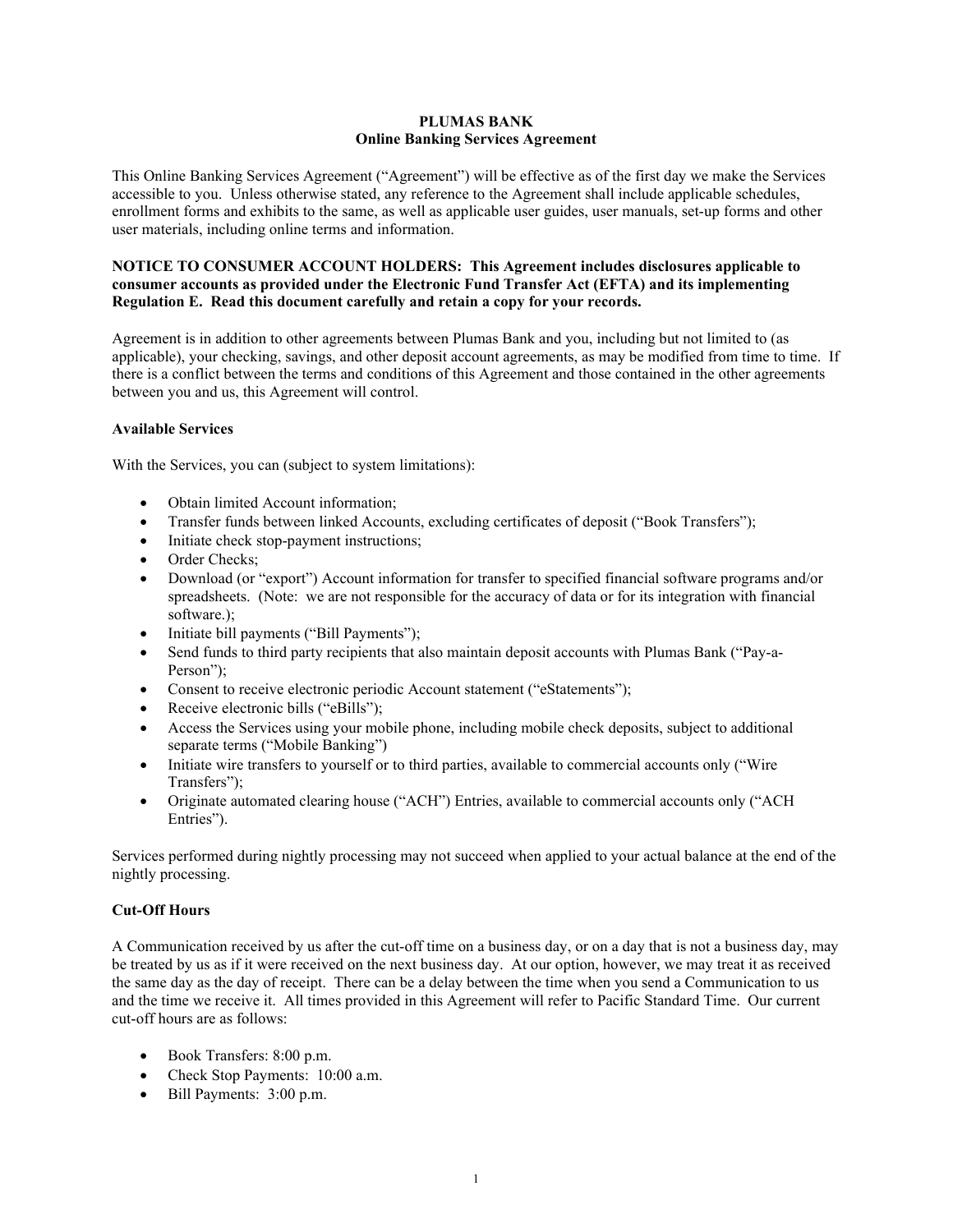# PLUMAS BANK
## Online Banking Services Agreement

This Online Banking Services Agreement ("Agreement") will be effective as of the first day we make the Services accessible to you. Unless otherwise stated, any reference to the Agreement shall include applicable schedules, enrollment forms and exhibits to the same, as well as applicable user guides, user manuals, set-up forms and other user materials, including online terms and information.

**NOTICE TO CONSUMER ACCOUNT HOLDERS: This Agreement includes disclosures applicable to consumer accounts as provided under the Electronic Fund Transfer Act (EFTA) and its implementing Regulation E. Read this document carefully and retain a copy for your records.**

Agreement is in addition to other agreements between Plumas Bank and you, including but not limited to (as applicable), your checking, savings, and other deposit account agreements, as may be modified from time to time. If there is a conflict between the terms and conditions of this Agreement and those contained in the other agreements between you and us, this Agreement will control.

### Available Services

With the Services, you can (subject to system limitations):

- Obtain limited Account information;
- Transfer funds between linked Accounts, excluding certificates of deposit ("Book Transfers");
- Initiate check stop-payment instructions;
- Order Checks;
- Download (or "export") Account information for transfer to specified financial software programs and/or spreadsheets. (Note: we are not responsible for the accuracy of data or for its integration with financial software.);
- Initiate bill payments ("Bill Payments");
- Send funds to third party recipients that also maintain deposit accounts with Plumas Bank ("Pay-a-Person");
- Consent to receive electronic periodic Account statement ("eStatements");
- Receive electronic bills ("eBills");
- Access the Services using your mobile phone, including mobile check deposits, subject to additional separate terms ("Mobile Banking")
- Initiate wire transfers to yourself or to third parties, available to commercial accounts only ("Wire Transfers");
- Originate automated clearing house ("ACH") Entries, available to commercial accounts only ("ACH Entries").

Services performed during nightly processing may not succeed when applied to your actual balance at the end of the nightly processing.

### Cut-Off Hours

A Communication received by us after the cut-off time on a business day, or on a day that is not a business day, may be treated by us as if it were received on the next business day. At our option, however, we may treat it as received the same day as the day of receipt. There can be a delay between the time when you send a Communication to us and the time we receive it. All times provided in this Agreement will refer to Pacific Standard Time. Our current cut-off hours are as follows:

- Book Transfers: 8:00 p.m.
- Check Stop Payments: 10:00 a.m.
- Bill Payments: 3:00 p.m.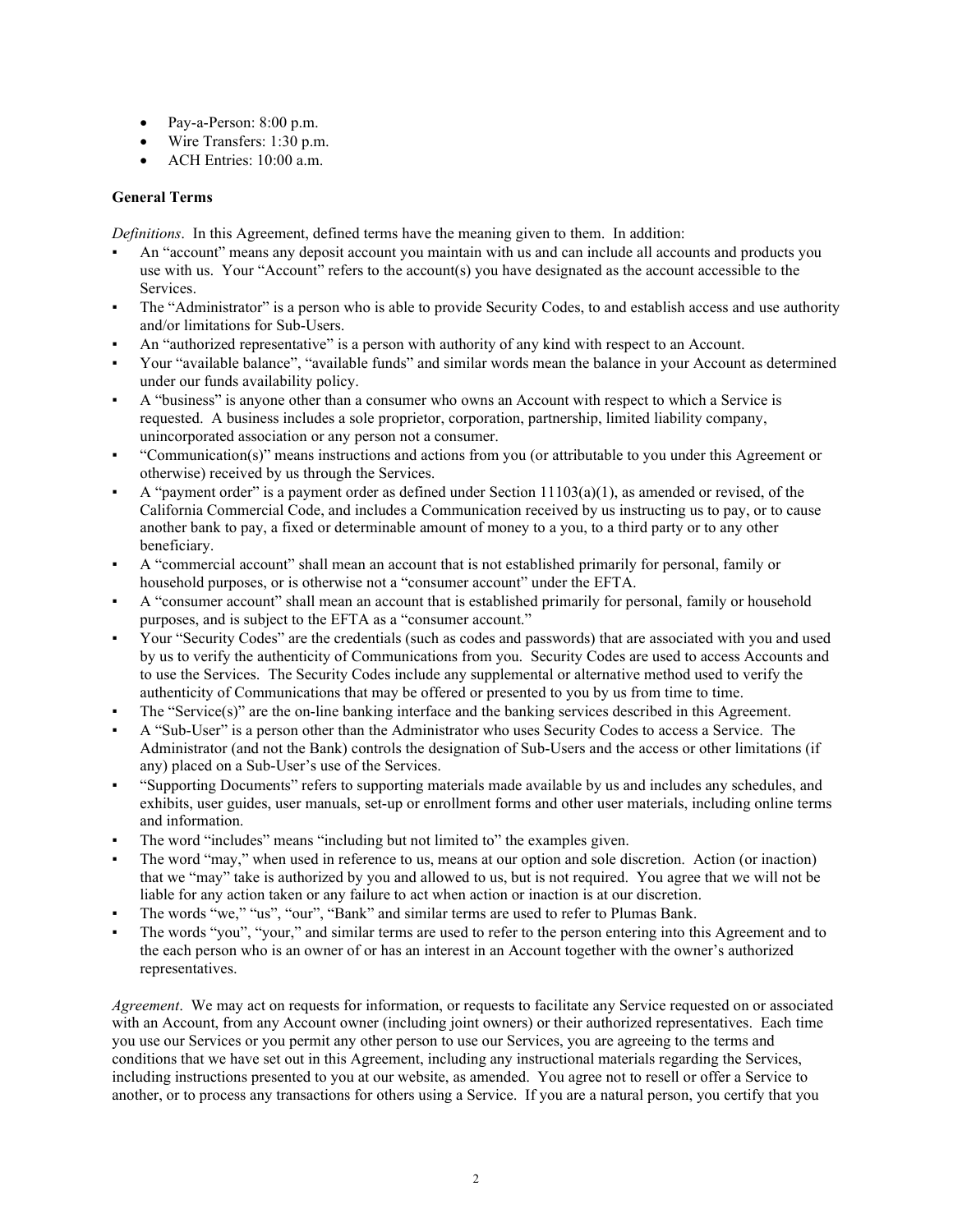- Pay-a-Person: 8:00 p.m.
- Wire Transfers: 1:30 p.m.
- ACH Entries: 10:00 a.m.

**General Terms**

*Definitions*. In this Agreement, defined terms have the meaning given to them. In addition:

- An "account" means any deposit account you maintain with us and can include all accounts and products you use with us. Your "Account" refers to the account(s) you have designated as the account accessible to the Services.
- The "Administrator" is a person who is able to provide Security Codes, to and establish access and use authority and/or limitations for Sub-Users.
- An "authorized representative" is a person with authority of any kind with respect to an Account.
- Your "available balance", "available funds" and similar words mean the balance in your Account as determined under our funds availability policy.
- A "business" is anyone other than a consumer who owns an Account with respect to which a Service is requested. A business includes a sole proprietor, corporation, partnership, limited liability company, unincorporated association or any person not a consumer.
- "Communication(s)" means instructions and actions from you (or attributable to you under this Agreement or otherwise) received by us through the Services.
- A "payment order" is a payment order as defined under Section 11103(a)(1), as amended or revised, of the California Commercial Code, and includes a Communication received by us instructing us to pay, or to cause another bank to pay, a fixed or determinable amount of money to a you, to a third party or to any other beneficiary.
- A "commercial account" shall mean an account that is not established primarily for personal, family or household purposes, or is otherwise not a "consumer account" under the EFTA.
- A "consumer account" shall mean an account that is established primarily for personal, family or household purposes, and is subject to the EFTA as a "consumer account."
- Your "Security Codes" are the credentials (such as codes and passwords) that are associated with you and used by us to verify the authenticity of Communications from you. Security Codes are used to access Accounts and to use the Services. The Security Codes include any supplemental or alternative method used to verify the authenticity of Communications that may be offered or presented to you by us from time to time.
- The "Service(s)" are the on-line banking interface and the banking services described in this Agreement.
- A "Sub-User" is a person other than the Administrator who uses Security Codes to access a Service. The Administrator (and not the Bank) controls the designation of Sub-Users and the access or other limitations (if any) placed on a Sub-User's use of the Services.
- "Supporting Documents" refers to supporting materials made available by us and includes any schedules, and exhibits, user guides, user manuals, set-up or enrollment forms and other user materials, including online terms and information.
- The word "includes" means "including but not limited to" the examples given.
- The word "may," when used in reference to us, means at our option and sole discretion. Action (or inaction) that we "may" take is authorized by you and allowed to us, but is not required. You agree that we will not be liable for any action taken or any failure to act when action or inaction is at our discretion.
- The words "we," "us", "our", "Bank" and similar terms are used to refer to Plumas Bank.
- The words "you", "your," and similar terms are used to refer to the person entering into this Agreement and to the each person who is an owner of or has an interest in an Account together with the owner's authorized representatives.

*Agreement*. We may act on requests for information, or requests to facilitate any Service requested on or associated with an Account, from any Account owner (including joint owners) or their authorized representatives. Each time you use our Services or you permit any other person to use our Services, you are agreeing to the terms and conditions that we have set out in this Agreement, including any instructional materials regarding the Services, including instructions presented to you at our website, as amended. You agree not to resell or offer a Service to another, or to process any transactions for others using a Service. If you are a natural person, you certify that you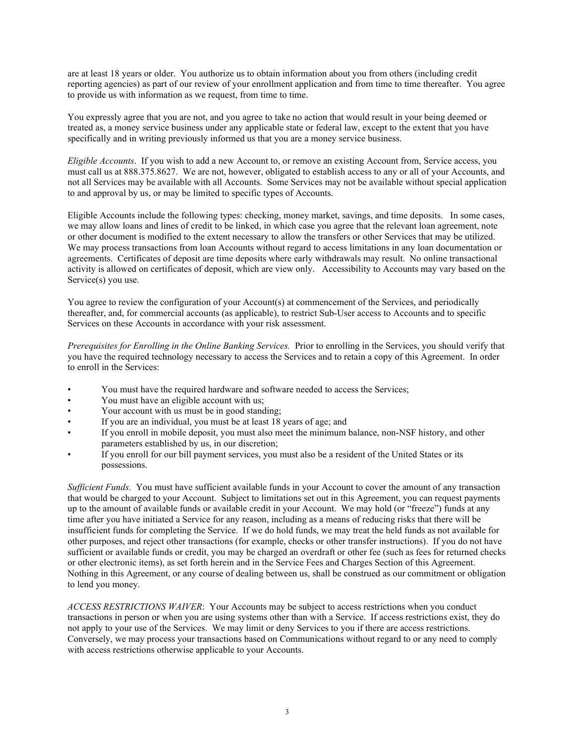are at least 18 years or older. You authorize us to obtain information about you from others (including credit reporting agencies) as part of our review of your enrollment application and from time to time thereafter. You agree to provide us with information as we request, from time to time.

You expressly agree that you are not, and you agree to take no action that would result in your being deemed or treated as, a money service business under any applicable state or federal law, except to the extent that you have specifically and in writing previously informed us that you are a money service business.

*Eligible Accounts*. If you wish to add a new Account to, or remove an existing Account from, Service access, you must call us at 888.375.8627. We are not, however, obligated to establish access to any or all of your Accounts, and not all Services may be available with all Accounts. Some Services may not be available without special application to and approval by us, or may be limited to specific types of Accounts.

Eligible Accounts include the following types: checking, money market, savings, and time deposits. In some cases, we may allow loans and lines of credit to be linked, in which case you agree that the relevant loan agreement, note or other document is modified to the extent necessary to allow the transfers or other Services that may be utilized. We may process transactions from loan Accounts without regard to access limitations in any loan documentation or agreements. Certificates of deposit are time deposits where early withdrawals may result. No online transactional activity is allowed on certificates of deposit, which are view only. Accessibility to Accounts may vary based on the Service(s) you use.

You agree to review the configuration of your Account(s) at commencement of the Services, and periodically thereafter, and, for commercial accounts (as applicable), to restrict Sub-User access to Accounts and to specific Services on these Accounts in accordance with your risk assessment.

*Prerequisites for Enrolling in the Online Banking Services.* Prior to enrolling in the Services, you should verify that you have the required technology necessary to access the Services and to retain a copy of this Agreement. In order to enroll in the Services:

- You must have the required hardware and software needed to access the Services;
- You must have an eligible account with us;
- Your account with us must be in good standing;
- If you are an individual, you must be at least 18 years of age; and
- If you enroll in mobile deposit, you must also meet the minimum balance, non-NSF history, and other parameters established by us, in our discretion;
- If you enroll for our bill payment services, you must also be a resident of the United States or its possessions.

*Sufficient Funds*. You must have sufficient available funds in your Account to cover the amount of any transaction that would be charged to your Account. Subject to limitations set out in this Agreement, you can request payments up to the amount of available funds or available credit in your Account. We may hold (or "freeze") funds at any time after you have initiated a Service for any reason, including as a means of reducing risks that there will be insufficient funds for completing the Service. If we do hold funds, we may treat the held funds as not available for other purposes, and reject other transactions (for example, checks or other transfer instructions). If you do not have sufficient or available funds or credit, you may be charged an overdraft or other fee (such as fees for returned checks or other electronic items), as set forth herein and in the Service Fees and Charges Section of this Agreement. Nothing in this Agreement, or any course of dealing between us, shall be construed as our commitment or obligation to lend you money.

*ACCESS RESTRICTIONS WAIVER*: Your Accounts may be subject to access restrictions when you conduct transactions in person or when you are using systems other than with a Service. If access restrictions exist, they do not apply to your use of the Services. We may limit or deny Services to you if there are access restrictions. Conversely, we may process your transactions based on Communications without regard to or any need to comply with access restrictions otherwise applicable to your Accounts.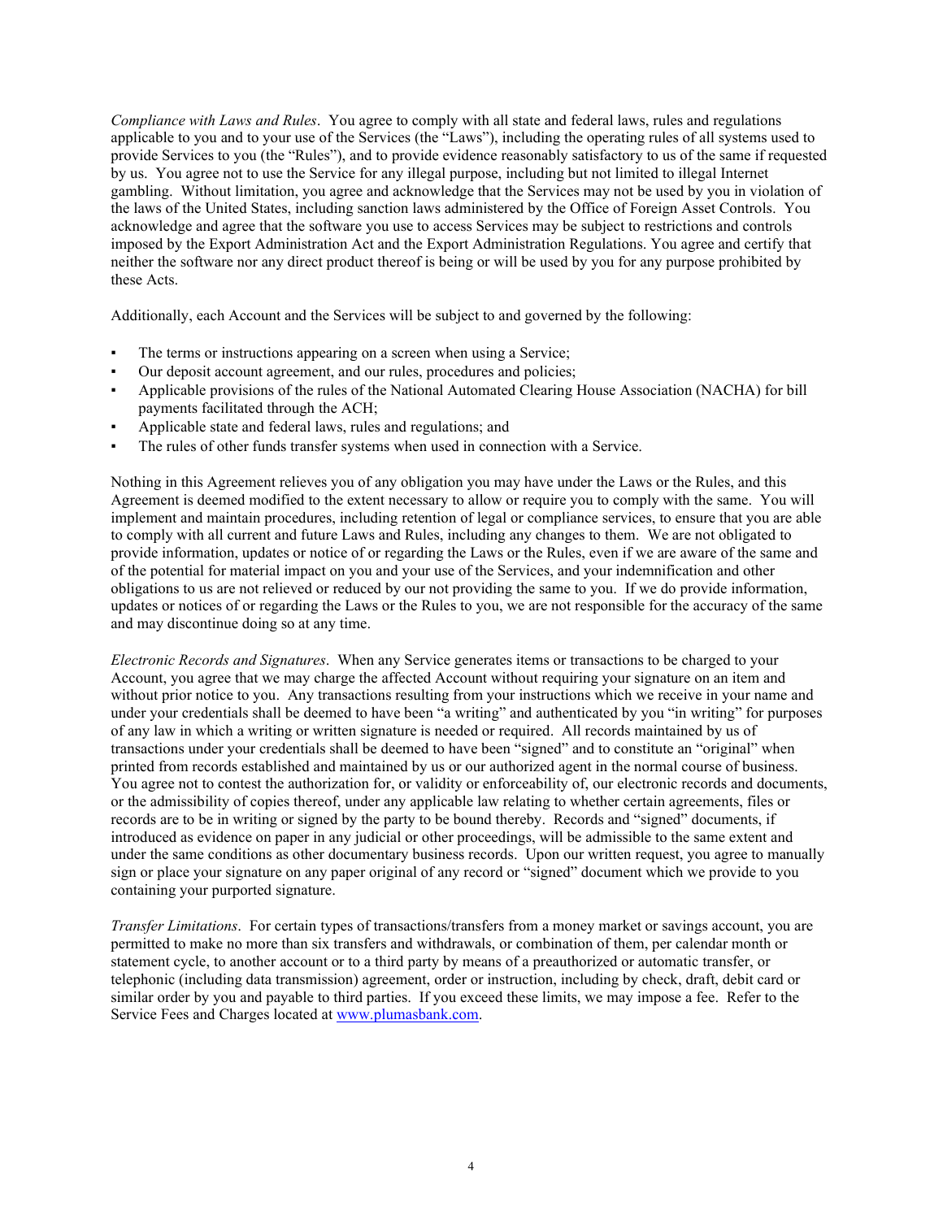*Compliance with Laws and Rules*. You agree to comply with all state and federal laws, rules and regulations applicable to you and to your use of the Services (the "Laws"), including the operating rules of all systems used to provide Services to you (the "Rules"), and to provide evidence reasonably satisfactory to us of the same if requested by us. You agree not to use the Service for any illegal purpose, including but not limited to illegal Internet gambling. Without limitation, you agree and acknowledge that the Services may not be used by you in violation of the laws of the United States, including sanction laws administered by the Office of Foreign Asset Controls. You acknowledge and agree that the software you use to access Services may be subject to restrictions and controls imposed by the Export Administration Act and the Export Administration Regulations. You agree and certify that neither the software nor any direct product thereof is being or will be used by you for any purpose prohibited by these Acts.

Additionally, each Account and the Services will be subject to and governed by the following:

- The terms or instructions appearing on a screen when using a Service;
- Our deposit account agreement, and our rules, procedures and policies;
- Applicable provisions of the rules of the National Automated Clearing House Association (NACHA) for bill payments facilitated through the ACH;
- Applicable state and federal laws, rules and regulations; and
- The rules of other funds transfer systems when used in connection with a Service.

Nothing in this Agreement relieves you of any obligation you may have under the Laws or the Rules, and this Agreement is deemed modified to the extent necessary to allow or require you to comply with the same. You will implement and maintain procedures, including retention of legal or compliance services, to ensure that you are able to comply with all current and future Laws and Rules, including any changes to them. We are not obligated to provide information, updates or notice of or regarding the Laws or the Rules, even if we are aware of the same and of the potential for material impact on you and your use of the Services, and your indemnification and other obligations to us are not relieved or reduced by our not providing the same to you. If we do provide information, updates or notices of or regarding the Laws or the Rules to you, we are not responsible for the accuracy of the same and may discontinue doing so at any time.

*Electronic Records and Signatures*. When any Service generates items or transactions to be charged to your Account, you agree that we may charge the affected Account without requiring your signature on an item and without prior notice to you. Any transactions resulting from your instructions which we receive in your name and under your credentials shall be deemed to have been "a writing" and authenticated by you "in writing" for purposes of any law in which a writing or written signature is needed or required. All records maintained by us of transactions under your credentials shall be deemed to have been "signed" and to constitute an "original" when printed from records established and maintained by us or our authorized agent in the normal course of business. You agree not to contest the authorization for, or validity or enforceability of, our electronic records and documents, or the admissibility of copies thereof, under any applicable law relating to whether certain agreements, files or records are to be in writing or signed by the party to be bound thereby. Records and "signed" documents, if introduced as evidence on paper in any judicial or other proceedings, will be admissible to the same extent and under the same conditions as other documentary business records. Upon our written request, you agree to manually sign or place your signature on any paper original of any record or "signed" document which we provide to you containing your purported signature.

*Transfer Limitations*. For certain types of transactions/transfers from a money market or savings account, you are permitted to make no more than six transfers and withdrawals, or combination of them, per calendar month or statement cycle, to another account or to a third party by means of a preauthorized or automatic transfer, or telephonic (including data transmission) agreement, order or instruction, including by check, draft, debit card or similar order by you and payable to third parties. If you exceed these limits, we may impose a fee. Refer to the Service Fees and Charges located at www.plumasbank.com.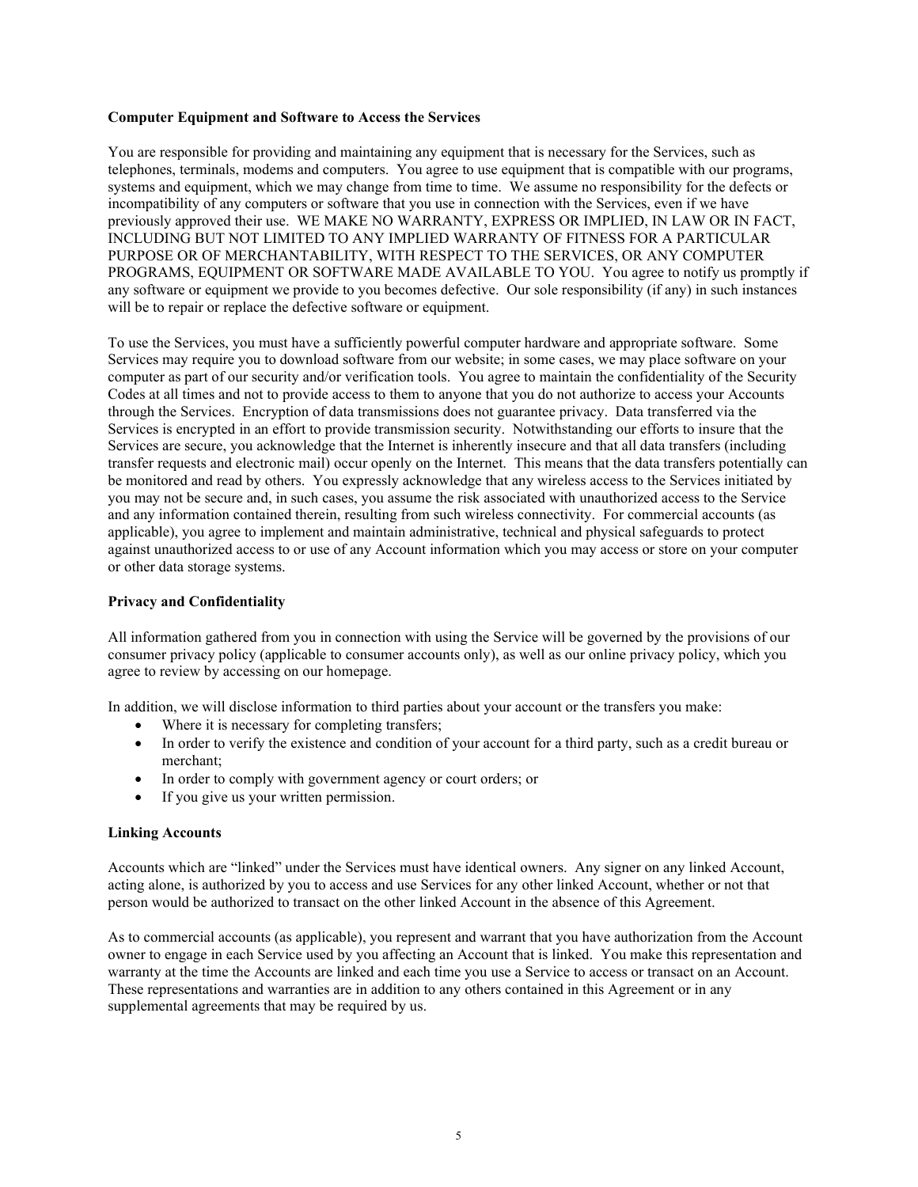**Computer Equipment and Software to Access the Services**

You are responsible for providing and maintaining any equipment that is necessary for the Services, such as telephones, terminals, modems and computers. You agree to use equipment that is compatible with our programs, systems and equipment, which we may change from time to time. We assume no responsibility for the defects or incompatibility of any computers or software that you use in connection with the Services, even if we have previously approved their use. WE MAKE NO WARRANTY, EXPRESS OR IMPLIED, IN LAW OR IN FACT, INCLUDING BUT NOT LIMITED TO ANY IMPLIED WARRANTY OF FITNESS FOR A PARTICULAR PURPOSE OR OF MERCHANTABILITY, WITH RESPECT TO THE SERVICES, OR ANY COMPUTER PROGRAMS, EQUIPMENT OR SOFTWARE MADE AVAILABLE TO YOU. You agree to notify us promptly if any software or equipment we provide to you becomes defective. Our sole responsibility (if any) in such instances will be to repair or replace the defective software or equipment.

To use the Services, you must have a sufficiently powerful computer hardware and appropriate software. Some Services may require you to download software from our website; in some cases, we may place software on your computer as part of our security and/or verification tools. You agree to maintain the confidentiality of the Security Codes at all times and not to provide access to them to anyone that you do not authorize to access your Accounts through the Services. Encryption of data transmissions does not guarantee privacy. Data transferred via the Services is encrypted in an effort to provide transmission security. Notwithstanding our efforts to insure that the Services are secure, you acknowledge that the Internet is inherently insecure and that all data transfers (including transfer requests and electronic mail) occur openly on the Internet. This means that the data transfers potentially can be monitored and read by others. You expressly acknowledge that any wireless access to the Services initiated by you may not be secure and, in such cases, you assume the risk associated with unauthorized access to the Service and any information contained therein, resulting from such wireless connectivity. For commercial accounts (as applicable), you agree to implement and maintain administrative, technical and physical safeguards to protect against unauthorized access to or use of any Account information which you may access or store on your computer or other data storage systems.

**Privacy and Confidentiality**

All information gathered from you in connection with using the Service will be governed by the provisions of our consumer privacy policy (applicable to consumer accounts only), as well as our online privacy policy, which you agree to review by accessing on our homepage.

In addition, we will disclose information to third parties about your account or the transfers you make:

- Where it is necessary for completing transfers;
- In order to verify the existence and condition of your account for a third party, such as a credit bureau or merchant;
- In order to comply with government agency or court orders; or
- If you give us your written permission.

**Linking Accounts**

Accounts which are "linked" under the Services must have identical owners. Any signer on any linked Account, acting alone, is authorized by you to access and use Services for any other linked Account, whether or not that person would be authorized to transact on the other linked Account in the absence of this Agreement.

As to commercial accounts (as applicable), you represent and warrant that you have authorization from the Account owner to engage in each Service used by you affecting an Account that is linked. You make this representation and warranty at the time the Accounts are linked and each time you use a Service to access or transact on an Account. These representations and warranties are in addition to any others contained in this Agreement or in any supplemental agreements that may be required by us.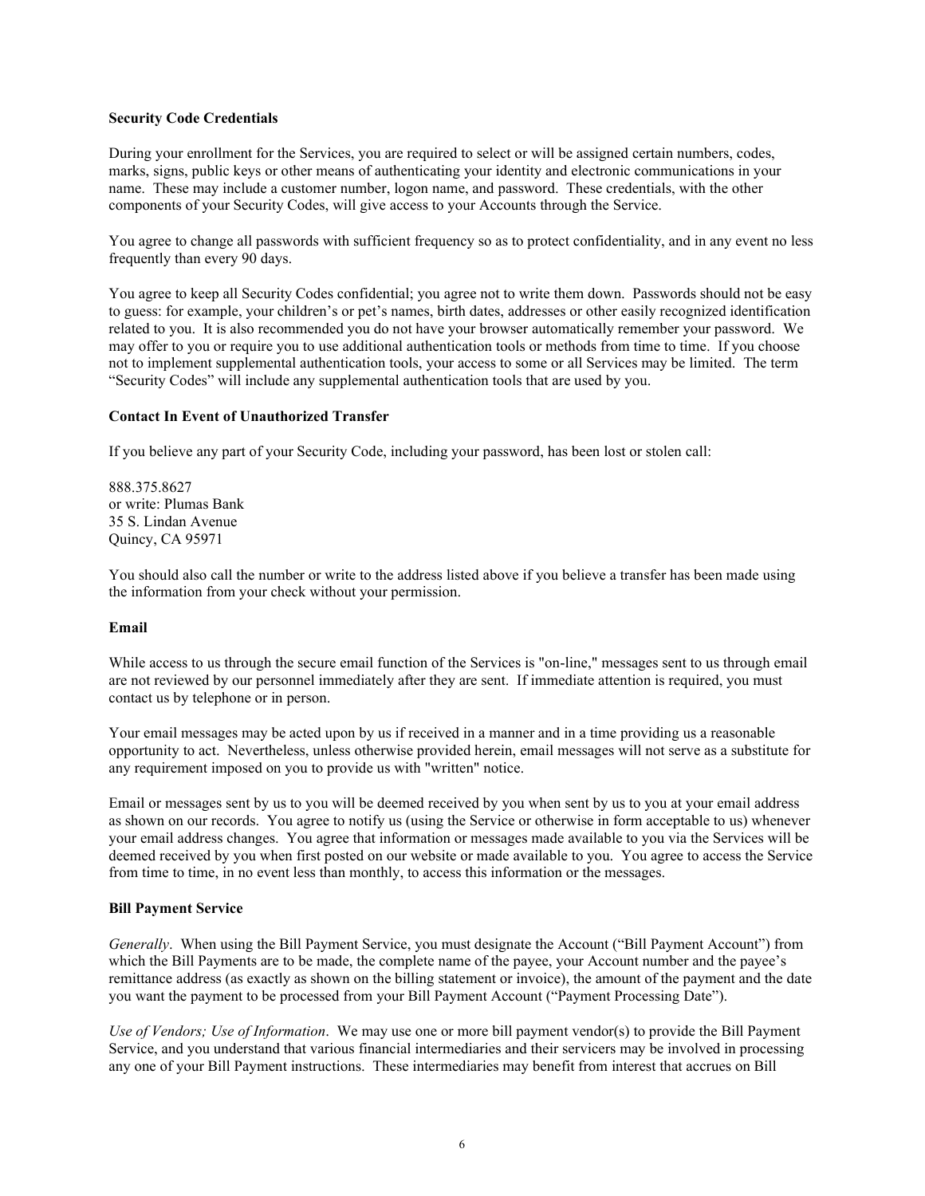**Security Code Credentials**

During your enrollment for the Services, you are required to select or will be assigned certain numbers, codes, marks, signs, public keys or other means of authenticating your identity and electronic communications in your name. These may include a customer number, logon name, and password. These credentials, with the other components of your Security Codes, will give access to your Accounts through the Service.

You agree to change all passwords with sufficient frequency so as to protect confidentiality, and in any event no less frequently than every 90 days.

You agree to keep all Security Codes confidential; you agree not to write them down. Passwords should not be easy to guess: for example, your children's or pet's names, birth dates, addresses or other easily recognized identification related to you. It is also recommended you do not have your browser automatically remember your password. We may offer to you or require you to use additional authentication tools or methods from time to time. If you choose not to implement supplemental authentication tools, your access to some or all Services may be limited. The term "Security Codes" will include any supplemental authentication tools that are used by you.

**Contact In Event of Unauthorized Transfer**

If you believe any part of your Security Code, including your password, has been lost or stolen call:

888.375.8627
or write: Plumas Bank
35 S. Lindan Avenue
Quincy, CA 95971

You should also call the number or write to the address listed above if you believe a transfer has been made using the information from your check without your permission.

**Email**

While access to us through the secure email function of the Services is "on-line," messages sent to us through email are not reviewed by our personnel immediately after they are sent. If immediate attention is required, you must contact us by telephone or in person.

Your email messages may be acted upon by us if received in a manner and in a time providing us a reasonable opportunity to act. Nevertheless, unless otherwise provided herein, email messages will not serve as a substitute for any requirement imposed on you to provide us with "written" notice.

Email or messages sent by us to you will be deemed received by you when sent by us to you at your email address as shown on our records. You agree to notify us (using the Service or otherwise in form acceptable to us) whenever your email address changes. You agree that information or messages made available to you via the Services will be deemed received by you when first posted on our website or made available to you. You agree to access the Service from time to time, in no event less than monthly, to access this information or the messages.

**Bill Payment Service**

*Generally*. When using the Bill Payment Service, you must designate the Account ("Bill Payment Account") from which the Bill Payments are to be made, the complete name of the payee, your Account number and the payee's remittance address (as exactly as shown on the billing statement or invoice), the amount of the payment and the date you want the payment to be processed from your Bill Payment Account ("Payment Processing Date").

*Use of Vendors; Use of Information*. We may use one or more bill payment vendor(s) to provide the Bill Payment Service, and you understand that various financial intermediaries and their servicers may be involved in processing any one of your Bill Payment instructions. These intermediaries may benefit from interest that accrues on Bill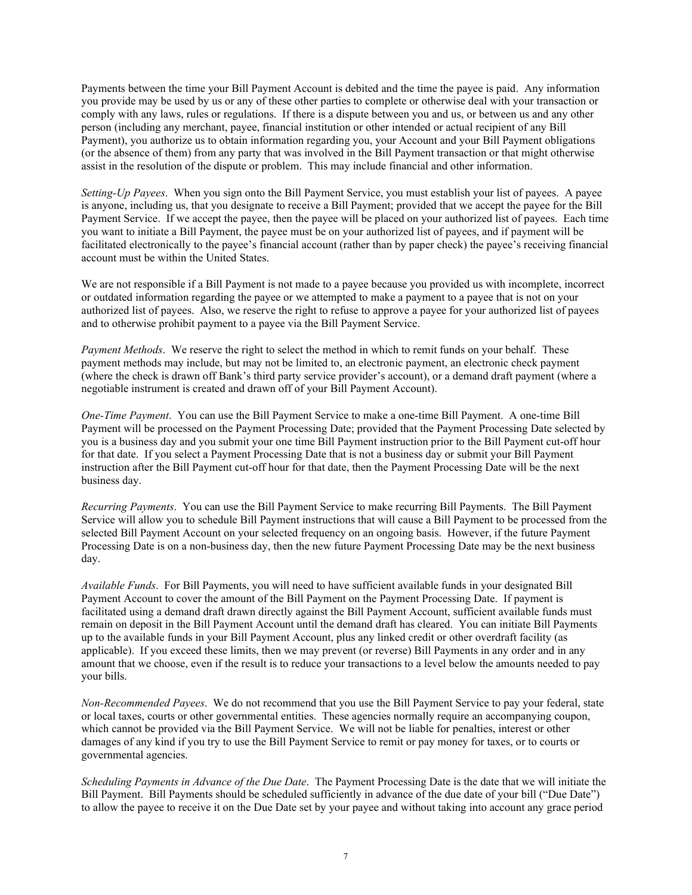Payments between the time your Bill Payment Account is debited and the time the payee is paid. Any information you provide may be used by us or any of these other parties to complete or otherwise deal with your transaction or comply with any laws, rules or regulations. If there is a dispute between you and us, or between us and any other person (including any merchant, payee, financial institution or other intended or actual recipient of any Bill Payment), you authorize us to obtain information regarding you, your Account and your Bill Payment obligations (or the absence of them) from any party that was involved in the Bill Payment transaction or that might otherwise assist in the resolution of the dispute or problem. This may include financial and other information.

*Setting-Up Payees*. When you sign onto the Bill Payment Service, you must establish your list of payees. A payee is anyone, including us, that you designate to receive a Bill Payment; provided that we accept the payee for the Bill Payment Service. If we accept the payee, then the payee will be placed on your authorized list of payees. Each time you want to initiate a Bill Payment, the payee must be on your authorized list of payees, and if payment will be facilitated electronically to the payee's financial account (rather than by paper check) the payee's receiving financial account must be within the United States.

We are not responsible if a Bill Payment is not made to a payee because you provided us with incomplete, incorrect or outdated information regarding the payee or we attempted to make a payment to a payee that is not on your authorized list of payees. Also, we reserve the right to refuse to approve a payee for your authorized list of payees and to otherwise prohibit payment to a payee via the Bill Payment Service.

*Payment Methods*. We reserve the right to select the method in which to remit funds on your behalf. These payment methods may include, but may not be limited to, an electronic payment, an electronic check payment (where the check is drawn off Bank's third party service provider's account), or a demand draft payment (where a negotiable instrument is created and drawn off of your Bill Payment Account).

*One-Time Payment*. You can use the Bill Payment Service to make a one-time Bill Payment. A one-time Bill Payment will be processed on the Payment Processing Date; provided that the Payment Processing Date selected by you is a business day and you submit your one time Bill Payment instruction prior to the Bill Payment cut-off hour for that date. If you select a Payment Processing Date that is not a business day or submit your Bill Payment instruction after the Bill Payment cut-off hour for that date, then the Payment Processing Date will be the next business day.

*Recurring Payments*. You can use the Bill Payment Service to make recurring Bill Payments. The Bill Payment Service will allow you to schedule Bill Payment instructions that will cause a Bill Payment to be processed from the selected Bill Payment Account on your selected frequency on an ongoing basis. However, if the future Payment Processing Date is on a non-business day, then the new future Payment Processing Date may be the next business day.

*Available Funds*. For Bill Payments, you will need to have sufficient available funds in your designated Bill Payment Account to cover the amount of the Bill Payment on the Payment Processing Date. If payment is facilitated using a demand draft drawn directly against the Bill Payment Account, sufficient available funds must remain on deposit in the Bill Payment Account until the demand draft has cleared. You can initiate Bill Payments up to the available funds in your Bill Payment Account, plus any linked credit or other overdraft facility (as applicable). If you exceed these limits, then we may prevent (or reverse) Bill Payments in any order and in any amount that we choose, even if the result is to reduce your transactions to a level below the amounts needed to pay your bills.

*Non-Recommended Payees*. We do not recommend that you use the Bill Payment Service to pay your federal, state or local taxes, courts or other governmental entities. These agencies normally require an accompanying coupon, which cannot be provided via the Bill Payment Service. We will not be liable for penalties, interest or other damages of any kind if you try to use the Bill Payment Service to remit or pay money for taxes, or to courts or governmental agencies.

*Scheduling Payments in Advance of the Due Date*. The Payment Processing Date is the date that we will initiate the Bill Payment. Bill Payments should be scheduled sufficiently in advance of the due date of your bill ("Due Date") to allow the payee to receive it on the Due Date set by your payee and without taking into account any grace period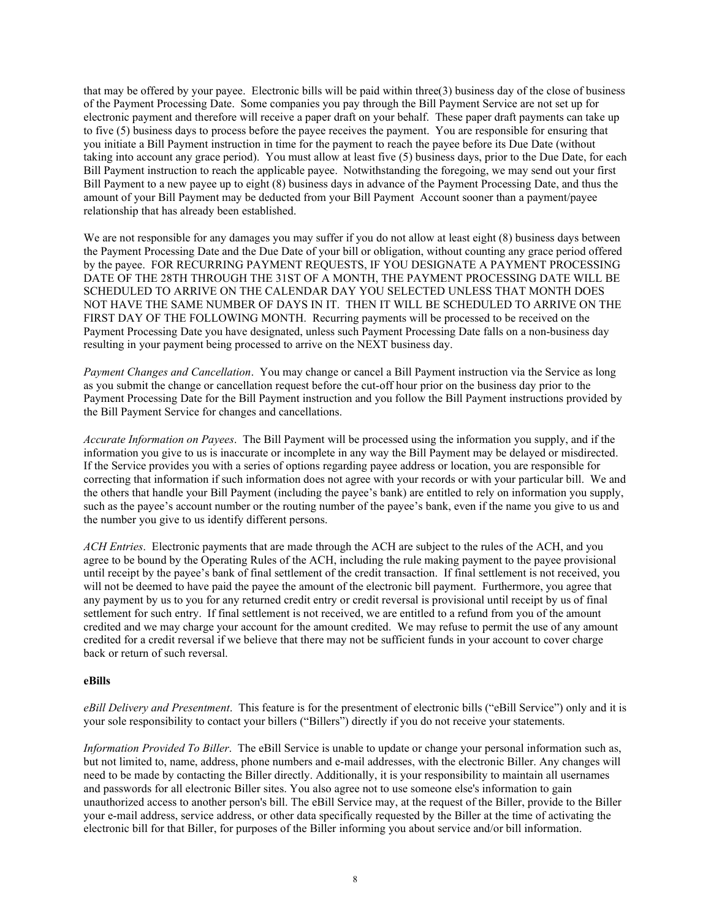that may be offered by your payee. Electronic bills will be paid within three(3) business day of the close of business of the Payment Processing Date. Some companies you pay through the Bill Payment Service are not set up for electronic payment and therefore will receive a paper draft on your behalf. These paper draft payments can take up to five (5) business days to process before the payee receives the payment. You are responsible for ensuring that you initiate a Bill Payment instruction in time for the payment to reach the payee before its Due Date (without taking into account any grace period). You must allow at least five (5) business days, prior to the Due Date, for each Bill Payment instruction to reach the applicable payee. Notwithstanding the foregoing, we may send out your first Bill Payment to a new payee up to eight (8) business days in advance of the Payment Processing Date, and thus the amount of your Bill Payment may be deducted from your Bill Payment Account sooner than a payment/payee relationship that has already been established.

We are not responsible for any damages you may suffer if you do not allow at least eight (8) business days between the Payment Processing Date and the Due Date of your bill or obligation, without counting any grace period offered by the payee. FOR RECURRING PAYMENT REQUESTS, IF YOU DESIGNATE A PAYMENT PROCESSING DATE OF THE 28TH THROUGH THE 31ST OF A MONTH, THE PAYMENT PROCESSING DATE WILL BE SCHEDULED TO ARRIVE ON THE CALENDAR DAY YOU SELECTED UNLESS THAT MONTH DOES NOT HAVE THE SAME NUMBER OF DAYS IN IT. THEN IT WILL BE SCHEDULED TO ARRIVE ON THE FIRST DAY OF THE FOLLOWING MONTH. Recurring payments will be processed to be received on the Payment Processing Date you have designated, unless such Payment Processing Date falls on a non-business day resulting in your payment being processed to arrive on the NEXT business day.

*Payment Changes and Cancellation*. You may change or cancel a Bill Payment instruction via the Service as long as you submit the change or cancellation request before the cut-off hour prior on the business day prior to the Payment Processing Date for the Bill Payment instruction and you follow the Bill Payment instructions provided by the Bill Payment Service for changes and cancellations.

*Accurate Information on Payees*. The Bill Payment will be processed using the information you supply, and if the information you give to us is inaccurate or incomplete in any way the Bill Payment may be delayed or misdirected. If the Service provides you with a series of options regarding payee address or location, you are responsible for correcting that information if such information does not agree with your records or with your particular bill. We and the others that handle your Bill Payment (including the payee's bank) are entitled to rely on information you supply, such as the payee's account number or the routing number of the payee's bank, even if the name you give to us and the number you give to us identify different persons.

*ACH Entries*. Electronic payments that are made through the ACH are subject to the rules of the ACH, and you agree to be bound by the Operating Rules of the ACH, including the rule making payment to the payee provisional until receipt by the payee's bank of final settlement of the credit transaction. If final settlement is not received, you will not be deemed to have paid the payee the amount of the electronic bill payment. Furthermore, you agree that any payment by us to you for any returned credit entry or credit reversal is provisional until receipt by us of final settlement for such entry. If final settlement is not received, we are entitled to a refund from you of the amount credited and we may charge your account for the amount credited. We may refuse to permit the use of any amount credited for a credit reversal if we believe that there may not be sufficient funds in your account to cover charge back or return of such reversal.

**eBills**

*eBill Delivery and Presentment*. This feature is for the presentment of electronic bills ("eBill Service") only and it is your sole responsibility to contact your billers ("Billers") directly if you do not receive your statements.

*Information Provided To Biller*. The eBill Service is unable to update or change your personal information such as, but not limited to, name, address, phone numbers and e-mail addresses, with the electronic Biller. Any changes will need to be made by contacting the Biller directly. Additionally, it is your responsibility to maintain all usernames and passwords for all electronic Biller sites. You also agree not to use someone else's information to gain unauthorized access to another person's bill. The eBill Service may, at the request of the Biller, provide to the Biller your e-mail address, service address, or other data specifically requested by the Biller at the time of activating the electronic bill for that Biller, for purposes of the Biller informing you about service and/or bill information.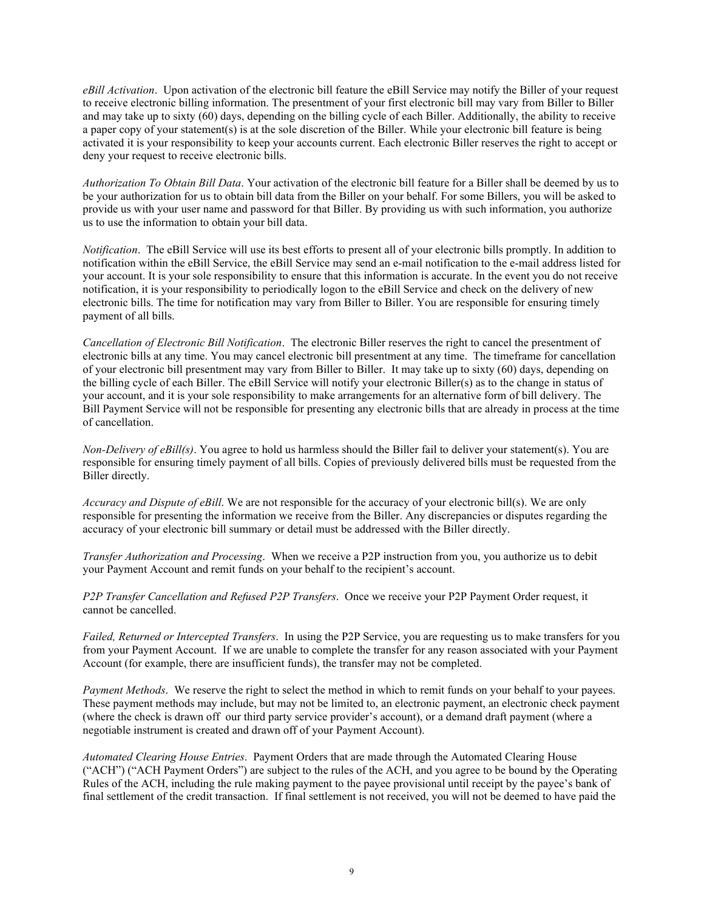*eBill Activation*. Upon activation of the electronic bill feature the eBill Service may notify the Biller of your request to receive electronic billing information. The presentment of your first electronic bill may vary from Biller to Biller and may take up to sixty (60) days, depending on the billing cycle of each Biller. Additionally, the ability to receive a paper copy of your statement(s) is at the sole discretion of the Biller. While your electronic bill feature is being activated it is your responsibility to keep your accounts current. Each electronic Biller reserves the right to accept or deny your request to receive electronic bills.

*Authorization To Obtain Bill Data*. Your activation of the electronic bill feature for a Biller shall be deemed by us to be your authorization for us to obtain bill data from the Biller on your behalf. For some Billers, you will be asked to provide us with your user name and password for that Biller. By providing us with such information, you authorize us to use the information to obtain your bill data.

*Notification*. The eBill Service will use its best efforts to present all of your electronic bills promptly. In addition to notification within the eBill Service, the eBill Service may send an e-mail notification to the e-mail address listed for your account. It is your sole responsibility to ensure that this information is accurate. In the event you do not receive notification, it is your responsibility to periodically logon to the eBill Service and check on the delivery of new electronic bills. The time for notification may vary from Biller to Biller. You are responsible for ensuring timely payment of all bills.

*Cancellation of Electronic Bill Notification*. The electronic Biller reserves the right to cancel the presentment of electronic bills at any time. You may cancel electronic bill presentment at any time. The timeframe for cancellation of your electronic bill presentment may vary from Biller to Biller. It may take up to sixty (60) days, depending on the billing cycle of each Biller. The eBill Service will notify your electronic Biller(s) as to the change in status of your account, and it is your sole responsibility to make arrangements for an alternative form of bill delivery. The Bill Payment Service will not be responsible for presenting any electronic bills that are already in process at the time of cancellation.

*Non-Delivery of eBill(s)*. You agree to hold us harmless should the Biller fail to deliver your statement(s). You are responsible for ensuring timely payment of all bills. Copies of previously delivered bills must be requested from the Biller directly.

*Accuracy and Dispute of eBill*. We are not responsible for the accuracy of your electronic bill(s). We are only responsible for presenting the information we receive from the Biller. Any discrepancies or disputes regarding the accuracy of your electronic bill summary or detail must be addressed with the Biller directly.

*Transfer Authorization and Processing*. When we receive a P2P instruction from you, you authorize us to debit your Payment Account and remit funds on your behalf to the recipient's account.

*P2P Transfer Cancellation and Refused P2P Transfers*. Once we receive your P2P Payment Order request, it cannot be cancelled.

*Failed, Returned or Intercepted Transfers*. In using the P2P Service, you are requesting us to make transfers for you from your Payment Account. If we are unable to complete the transfer for any reason associated with your Payment Account (for example, there are insufficient funds), the transfer may not be completed.

*Payment Methods*. We reserve the right to select the method in which to remit funds on your behalf to your payees. These payment methods may include, but may not be limited to, an electronic payment, an electronic check payment (where the check is drawn off our third party service provider's account), or a demand draft payment (where a negotiable instrument is created and drawn off of your Payment Account).

*Automated Clearing House Entries*. Payment Orders that are made through the Automated Clearing House ("ACH") ("ACH Payment Orders") are subject to the rules of the ACH, and you agree to be bound by the Operating Rules of the ACH, including the rule making payment to the payee provisional until receipt by the payee's bank of final settlement of the credit transaction. If final settlement is not received, you will not be deemed to have paid the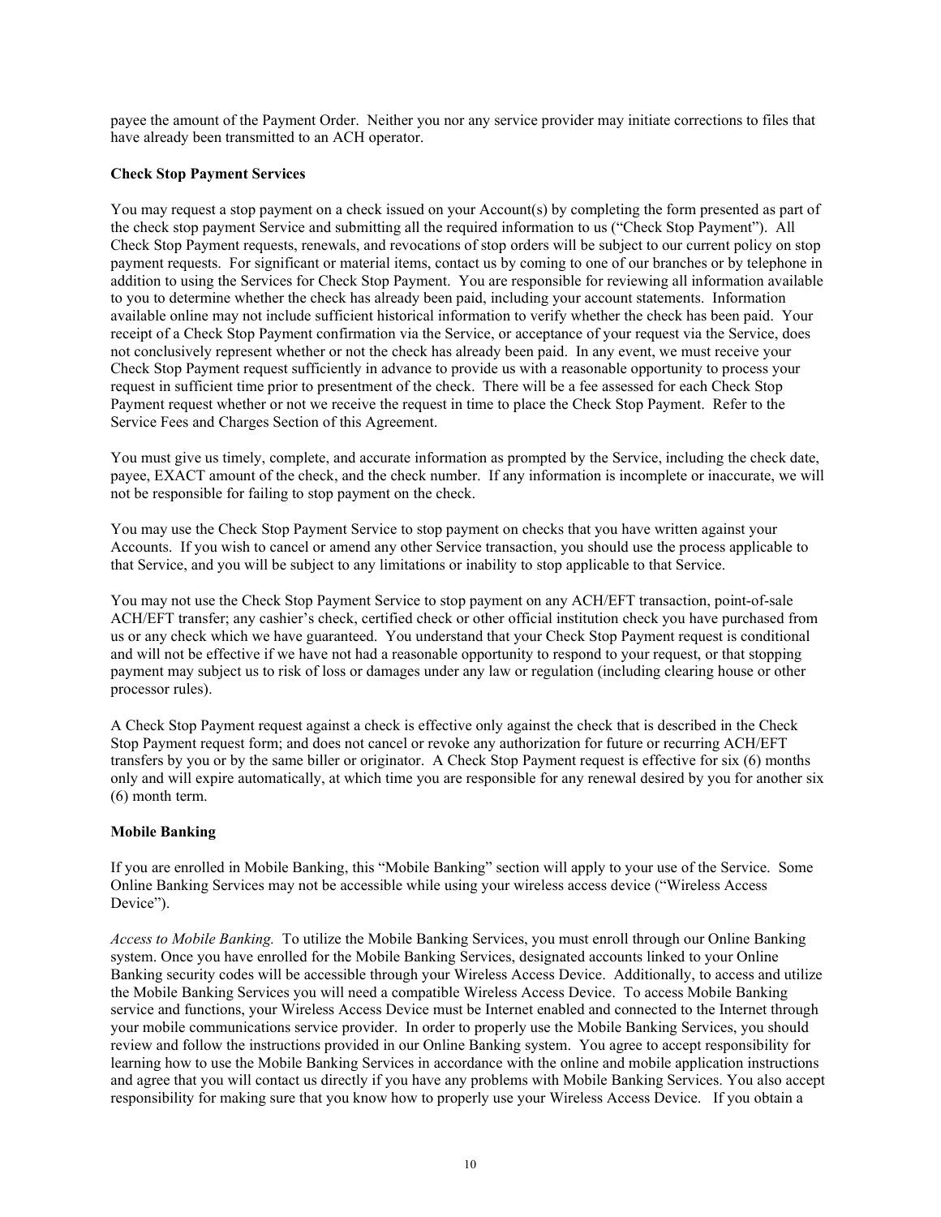payee the amount of the Payment Order. Neither you nor any service provider may initiate corrections to files that have already been transmitted to an ACH operator.

**Check Stop Payment Services**

You may request a stop payment on a check issued on your Account(s) by completing the form presented as part of the check stop payment Service and submitting all the required information to us ("Check Stop Payment"). All Check Stop Payment requests, renewals, and revocations of stop orders will be subject to our current policy on stop payment requests. For significant or material items, contact us by coming to one of our branches or by telephone in addition to using the Services for Check Stop Payment. You are responsible for reviewing all information available to you to determine whether the check has already been paid, including your account statements. Information available online may not include sufficient historical information to verify whether the check has been paid. Your receipt of a Check Stop Payment confirmation via the Service, or acceptance of your request via the Service, does not conclusively represent whether or not the check has already been paid. In any event, we must receive your Check Stop Payment request sufficiently in advance to provide us with a reasonable opportunity to process your request in sufficient time prior to presentment of the check. There will be a fee assessed for each Check Stop Payment request whether or not we receive the request in time to place the Check Stop Payment. Refer to the Service Fees and Charges Section of this Agreement.

You must give us timely, complete, and accurate information as prompted by the Service, including the check date, payee, EXACT amount of the check, and the check number. If any information is incomplete or inaccurate, we will not be responsible for failing to stop payment on the check.

You may use the Check Stop Payment Service to stop payment on checks that you have written against your Accounts. If you wish to cancel or amend any other Service transaction, you should use the process applicable to that Service, and you will be subject to any limitations or inability to stop applicable to that Service.

You may not use the Check Stop Payment Service to stop payment on any ACH/EFT transaction, point-of-sale ACH/EFT transfer; any cashier's check, certified check or other official institution check you have purchased from us or any check which we have guaranteed. You understand that your Check Stop Payment request is conditional and will not be effective if we have not had a reasonable opportunity to respond to your request, or that stopping payment may subject us to risk of loss or damages under any law or regulation (including clearing house or other processor rules).

A Check Stop Payment request against a check is effective only against the check that is described in the Check Stop Payment request form; and does not cancel or revoke any authorization for future or recurring ACH/EFT transfers by you or by the same biller or originator. A Check Stop Payment request is effective for six (6) months only and will expire automatically, at which time you are responsible for any renewal desired by you for another six (6) month term.

**Mobile Banking**

If you are enrolled in Mobile Banking, this "Mobile Banking" section will apply to your use of the Service. Some Online Banking Services may not be accessible while using your wireless access device ("Wireless Access Device").

*Access to Mobile Banking.* To utilize the Mobile Banking Services, you must enroll through our Online Banking system. Once you have enrolled for the Mobile Banking Services, designated accounts linked to your Online Banking security codes will be accessible through your Wireless Access Device. Additionally, to access and utilize the Mobile Banking Services you will need a compatible Wireless Access Device. To access Mobile Banking service and functions, your Wireless Access Device must be Internet enabled and connected to the Internet through your mobile communications service provider. In order to properly use the Mobile Banking Services, you should review and follow the instructions provided in our Online Banking system. You agree to accept responsibility for learning how to use the Mobile Banking Services in accordance with the online and mobile application instructions and agree that you will contact us directly if you have any problems with Mobile Banking Services. You also accept responsibility for making sure that you know how to properly use your Wireless Access Device. If you obtain a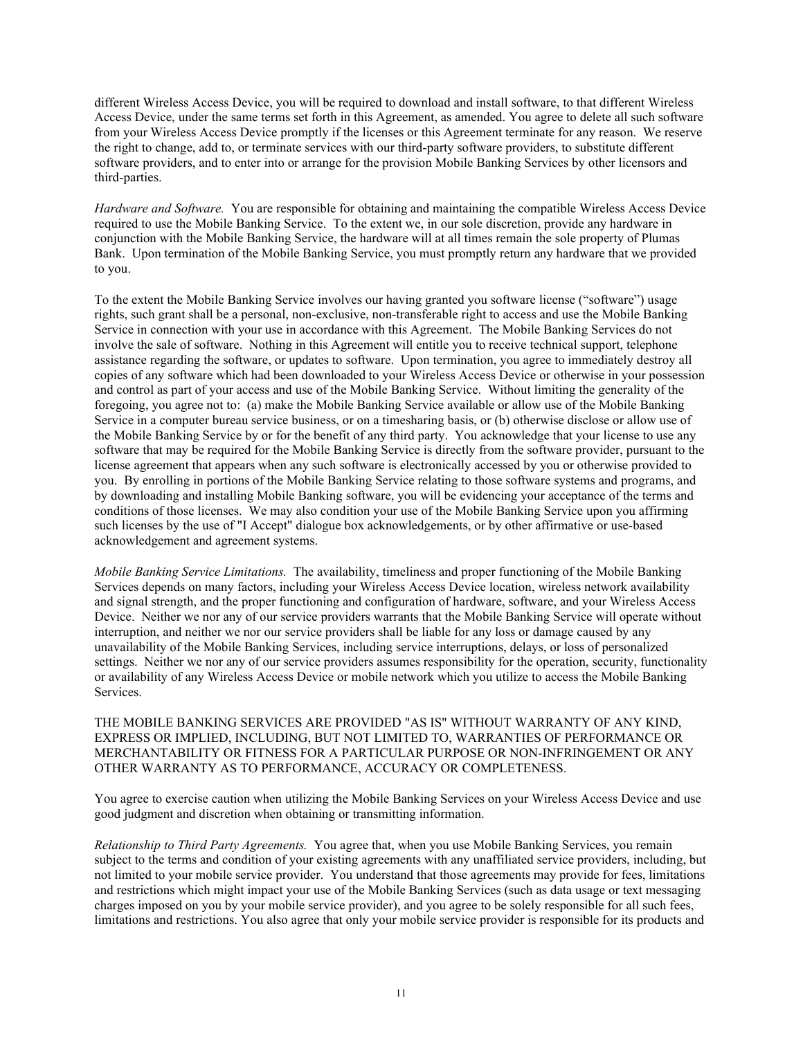different Wireless Access Device, you will be required to download and install software, to that different Wireless Access Device, under the same terms set forth in this Agreement, as amended. You agree to delete all such software from your Wireless Access Device promptly if the licenses or this Agreement terminate for any reason. We reserve the right to change, add to, or terminate services with our third-party software providers, to substitute different software providers, and to enter into or arrange for the provision Mobile Banking Services by other licensors and third-parties.

*Hardware and Software.* You are responsible for obtaining and maintaining the compatible Wireless Access Device required to use the Mobile Banking Service. To the extent we, in our sole discretion, provide any hardware in conjunction with the Mobile Banking Service, the hardware will at all times remain the sole property of Plumas Bank. Upon termination of the Mobile Banking Service, you must promptly return any hardware that we provided to you.

To the extent the Mobile Banking Service involves our having granted you software license ("software") usage rights, such grant shall be a personal, non-exclusive, non-transferable right to access and use the Mobile Banking Service in connection with your use in accordance with this Agreement. The Mobile Banking Services do not involve the sale of software. Nothing in this Agreement will entitle you to receive technical support, telephone assistance regarding the software, or updates to software. Upon termination, you agree to immediately destroy all copies of any software which had been downloaded to your Wireless Access Device or otherwise in your possession and control as part of your access and use of the Mobile Banking Service. Without limiting the generality of the foregoing, you agree not to: (a) make the Mobile Banking Service available or allow use of the Mobile Banking Service in a computer bureau service business, or on a timesharing basis, or (b) otherwise disclose or allow use of the Mobile Banking Service by or for the benefit of any third party. You acknowledge that your license to use any software that may be required for the Mobile Banking Service is directly from the software provider, pursuant to the license agreement that appears when any such software is electronically accessed by you or otherwise provided to you. By enrolling in portions of the Mobile Banking Service relating to those software systems and programs, and by downloading and installing Mobile Banking software, you will be evidencing your acceptance of the terms and conditions of those licenses. We may also condition your use of the Mobile Banking Service upon you affirming such licenses by the use of "I Accept" dialogue box acknowledgements, or by other affirmative or use-based acknowledgement and agreement systems.

*Mobile Banking Service Limitations.* The availability, timeliness and proper functioning of the Mobile Banking Services depends on many factors, including your Wireless Access Device location, wireless network availability and signal strength, and the proper functioning and configuration of hardware, software, and your Wireless Access Device. Neither we nor any of our service providers warrants that the Mobile Banking Service will operate without interruption, and neither we nor our service providers shall be liable for any loss or damage caused by any unavailability of the Mobile Banking Services, including service interruptions, delays, or loss of personalized settings. Neither we nor any of our service providers assumes responsibility for the operation, security, functionality or availability of any Wireless Access Device or mobile network which you utilize to access the Mobile Banking Services.

THE MOBILE BANKING SERVICES ARE PROVIDED "AS IS" WITHOUT WARRANTY OF ANY KIND, EXPRESS OR IMPLIED, INCLUDING, BUT NOT LIMITED TO, WARRANTIES OF PERFORMANCE OR MERCHANTABILITY OR FITNESS FOR A PARTICULAR PURPOSE OR NON-INFRINGEMENT OR ANY OTHER WARRANTY AS TO PERFORMANCE, ACCURACY OR COMPLETENESS.

You agree to exercise caution when utilizing the Mobile Banking Services on your Wireless Access Device and use good judgment and discretion when obtaining or transmitting information.

*Relationship to Third Party Agreements.* You agree that, when you use Mobile Banking Services, you remain subject to the terms and condition of your existing agreements with any unaffiliated service providers, including, but not limited to your mobile service provider. You understand that those agreements may provide for fees, limitations and restrictions which might impact your use of the Mobile Banking Services (such as data usage or text messaging charges imposed on you by your mobile service provider), and you agree to be solely responsible for all such fees, limitations and restrictions. You also agree that only your mobile service provider is responsible for its products and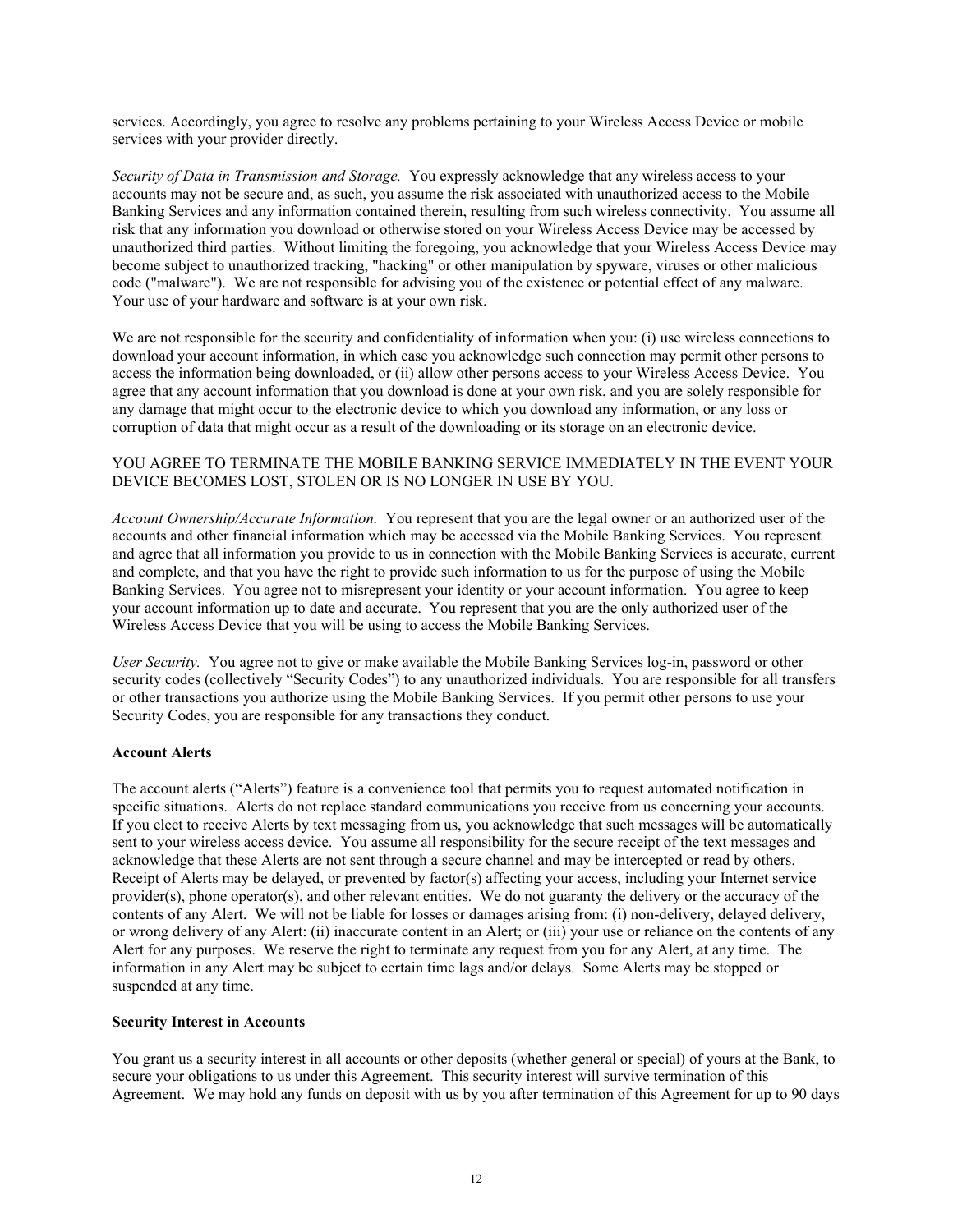services. Accordingly, you agree to resolve any problems pertaining to your Wireless Access Device or mobile services with your provider directly.

*Security of Data in Transmission and Storage.* You expressly acknowledge that any wireless access to your accounts may not be secure and, as such, you assume the risk associated with unauthorized access to the Mobile Banking Services and any information contained therein, resulting from such wireless connectivity. You assume all risk that any information you download or otherwise stored on your Wireless Access Device may be accessed by unauthorized third parties. Without limiting the foregoing, you acknowledge that your Wireless Access Device may become subject to unauthorized tracking, "hacking" or other manipulation by spyware, viruses or other malicious code ("malware"). We are not responsible for advising you of the existence or potential effect of any malware. Your use of your hardware and software is at your own risk.

We are not responsible for the security and confidentiality of information when you: (i) use wireless connections to download your account information, in which case you acknowledge such connection may permit other persons to access the information being downloaded, or (ii) allow other persons access to your Wireless Access Device. You agree that any account information that you download is done at your own risk, and you are solely responsible for any damage that might occur to the electronic device to which you download any information, or any loss or corruption of data that might occur as a result of the downloading or its storage on an electronic device.

YOU AGREE TO TERMINATE THE MOBILE BANKING SERVICE IMMEDIATELY IN THE EVENT YOUR DEVICE BECOMES LOST, STOLEN OR IS NO LONGER IN USE BY YOU.

*Account Ownership/Accurate Information.* You represent that you are the legal owner or an authorized user of the accounts and other financial information which may be accessed via the Mobile Banking Services. You represent and agree that all information you provide to us in connection with the Mobile Banking Services is accurate, current and complete, and that you have the right to provide such information to us for the purpose of using the Mobile Banking Services. You agree not to misrepresent your identity or your account information. You agree to keep your account information up to date and accurate. You represent that you are the only authorized user of the Wireless Access Device that you will be using to access the Mobile Banking Services.

*User Security.* You agree not to give or make available the Mobile Banking Services log-in, password or other security codes (collectively "Security Codes") to any unauthorized individuals. You are responsible for all transfers or other transactions you authorize using the Mobile Banking Services. If you permit other persons to use your Security Codes, you are responsible for any transactions they conduct.

**Account Alerts**

The account alerts ("Alerts") feature is a convenience tool that permits you to request automated notification in specific situations. Alerts do not replace standard communications you receive from us concerning your accounts. If you elect to receive Alerts by text messaging from us, you acknowledge that such messages will be automatically sent to your wireless access device. You assume all responsibility for the secure receipt of the text messages and acknowledge that these Alerts are not sent through a secure channel and may be intercepted or read by others. Receipt of Alerts may be delayed, or prevented by factor(s) affecting your access, including your Internet service provider(s), phone operator(s), and other relevant entities. We do not guaranty the delivery or the accuracy of the contents of any Alert. We will not be liable for losses or damages arising from: (i) non-delivery, delayed delivery, or wrong delivery of any Alert: (ii) inaccurate content in an Alert; or (iii) your use or reliance on the contents of any Alert for any purposes. We reserve the right to terminate any request from you for any Alert, at any time. The information in any Alert may be subject to certain time lags and/or delays. Some Alerts may be stopped or suspended at any time.

**Security Interest in Accounts**

You grant us a security interest in all accounts or other deposits (whether general or special) of yours at the Bank, to secure your obligations to us under this Agreement. This security interest will survive termination of this Agreement. We may hold any funds on deposit with us by you after termination of this Agreement for up to 90 days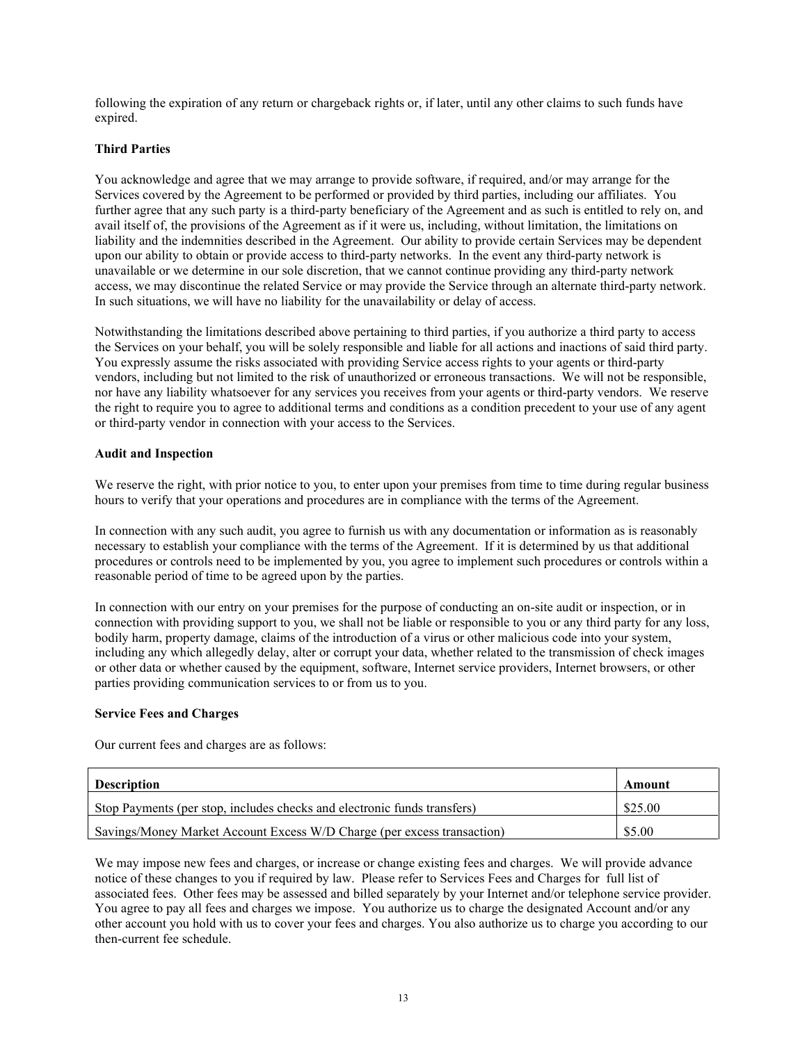following the expiration of any return or chargeback rights or, if later, until any other claims to such funds have expired.

**Third Parties**

You acknowledge and agree that we may arrange to provide software, if required, and/or may arrange for the Services covered by the Agreement to be performed or provided by third parties, including our affiliates. You further agree that any such party is a third-party beneficiary of the Agreement and as such is entitled to rely on, and avail itself of, the provisions of the Agreement as if it were us, including, without limitation, the limitations on liability and the indemnities described in the Agreement. Our ability to provide certain Services may be dependent upon our ability to obtain or provide access to third-party networks. In the event any third-party network is unavailable or we determine in our sole discretion, that we cannot continue providing any third-party network access, we may discontinue the related Service or may provide the Service through an alternate third-party network. In such situations, we will have no liability for the unavailability or delay of access.

Notwithstanding the limitations described above pertaining to third parties, if you authorize a third party to access the Services on your behalf, you will be solely responsible and liable for all actions and inactions of said third party. You expressly assume the risks associated with providing Service access rights to your agents or third-party vendors, including but not limited to the risk of unauthorized or erroneous transactions. We will not be responsible, nor have any liability whatsoever for any services you receives from your agents or third-party vendors. We reserve the right to require you to agree to additional terms and conditions as a condition precedent to your use of any agent or third-party vendor in connection with your access to the Services.

**Audit and Inspection**

We reserve the right, with prior notice to you, to enter upon your premises from time to time during regular business hours to verify that your operations and procedures are in compliance with the terms of the Agreement.

In connection with any such audit, you agree to furnish us with any documentation or information as is reasonably necessary to establish your compliance with the terms of the Agreement. If it is determined by us that additional procedures or controls need to be implemented by you, you agree to implement such procedures or controls within a reasonable period of time to be agreed upon by the parties.

In connection with our entry on your premises for the purpose of conducting an on-site audit or inspection, or in connection with providing support to you, we shall not be liable or responsible to you or any third party for any loss, bodily harm, property damage, claims of the introduction of a virus or other malicious code into your system, including any which allegedly delay, alter or corrupt your data, whether related to the transmission of check images or other data or whether caused by the equipment, software, Internet service providers, Internet browsers, or other parties providing communication services to or from us to you.

**Service Fees and Charges**

Our current fees and charges are as follows:

| Description | Amount |
|---|---|
| Stop Payments (per stop, includes checks and electronic funds transfers) | $25.00 |
| Savings/Money Market Account Excess W/D Charge (per excess transaction) | $5.00 |

We may impose new fees and charges, or increase or change existing fees and charges. We will provide advance notice of these changes to you if required by law. Please refer to Services Fees and Charges for full list of associated fees. Other fees may be assessed and billed separately by your Internet and/or telephone service provider. You agree to pay all fees and charges we impose. You authorize us to charge the designated Account and/or any other account you hold with us to cover your fees and charges. You also authorize us to charge you according to our then-current fee schedule.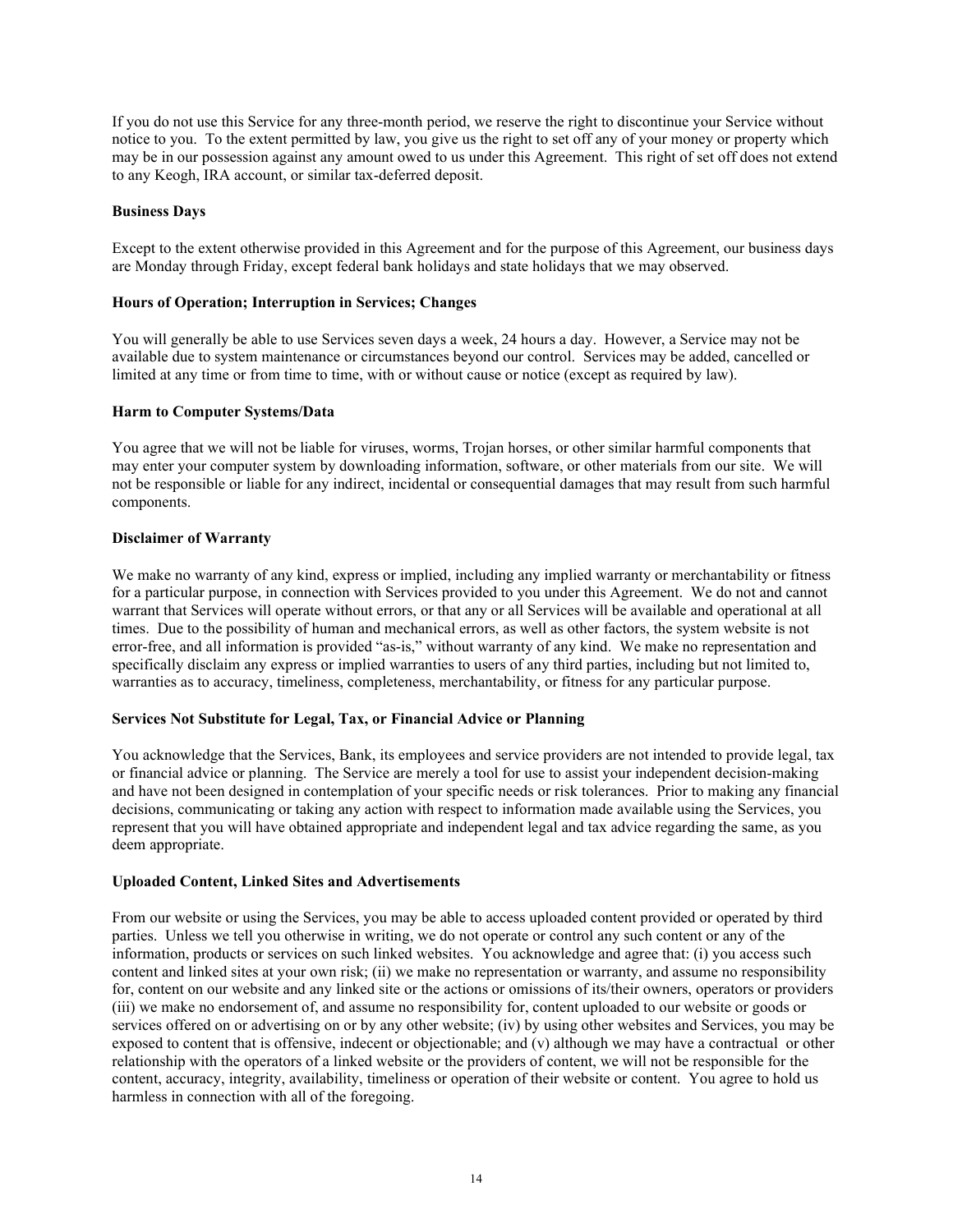If you do not use this Service for any three-month period, we reserve the right to discontinue your Service without notice to you. To the extent permitted by law, you give us the right to set off any of your money or property which may be in our possession against any amount owed to us under this Agreement. This right of set off does not extend to any Keogh, IRA account, or similar tax-deferred deposit.

**Business Days**

Except to the extent otherwise provided in this Agreement and for the purpose of this Agreement, our business days are Monday through Friday, except federal bank holidays and state holidays that we may observed.

**Hours of Operation; Interruption in Services; Changes**

You will generally be able to use Services seven days a week, 24 hours a day. However, a Service may not be available due to system maintenance or circumstances beyond our control. Services may be added, cancelled or limited at any time or from time to time, with or without cause or notice (except as required by law).

**Harm to Computer Systems/Data**

You agree that we will not be liable for viruses, worms, Trojan horses, or other similar harmful components that may enter your computer system by downloading information, software, or other materials from our site. We will not be responsible or liable for any indirect, incidental or consequential damages that may result from such harmful components.

**Disclaimer of Warranty**

We make no warranty of any kind, express or implied, including any implied warranty or merchantability or fitness for a particular purpose, in connection with Services provided to you under this Agreement. We do not and cannot warrant that Services will operate without errors, or that any or all Services will be available and operational at all times. Due to the possibility of human and mechanical errors, as well as other factors, the system website is not error-free, and all information is provided "as-is," without warranty of any kind. We make no representation and specifically disclaim any express or implied warranties to users of any third parties, including but not limited to, warranties as to accuracy, timeliness, completeness, merchantability, or fitness for any particular purpose.

**Services Not Substitute for Legal, Tax, or Financial Advice or Planning**

You acknowledge that the Services, Bank, its employees and service providers are not intended to provide legal, tax or financial advice or planning. The Service are merely a tool for use to assist your independent decision-making and have not been designed in contemplation of your specific needs or risk tolerances. Prior to making any financial decisions, communicating or taking any action with respect to information made available using the Services, you represent that you will have obtained appropriate and independent legal and tax advice regarding the same, as you deem appropriate.

**Uploaded Content, Linked Sites and Advertisements**

From our website or using the Services, you may be able to access uploaded content provided or operated by third parties. Unless we tell you otherwise in writing, we do not operate or control any such content or any of the information, products or services on such linked websites. You acknowledge and agree that: (i) you access such content and linked sites at your own risk; (ii) we make no representation or warranty, and assume no responsibility for, content on our website and any linked site or the actions or omissions of its/their owners, operators or providers (iii) we make no endorsement of, and assume no responsibility for, content uploaded to our website or goods or services offered on or advertising on or by any other website; (iv) by using other websites and Services, you may be exposed to content that is offensive, indecent or objectionable; and (v) although we may have a contractual or other relationship with the operators of a linked website or the providers of content, we will not be responsible for the content, accuracy, integrity, availability, timeliness or operation of their website or content. You agree to hold us harmless in connection with all of the foregoing.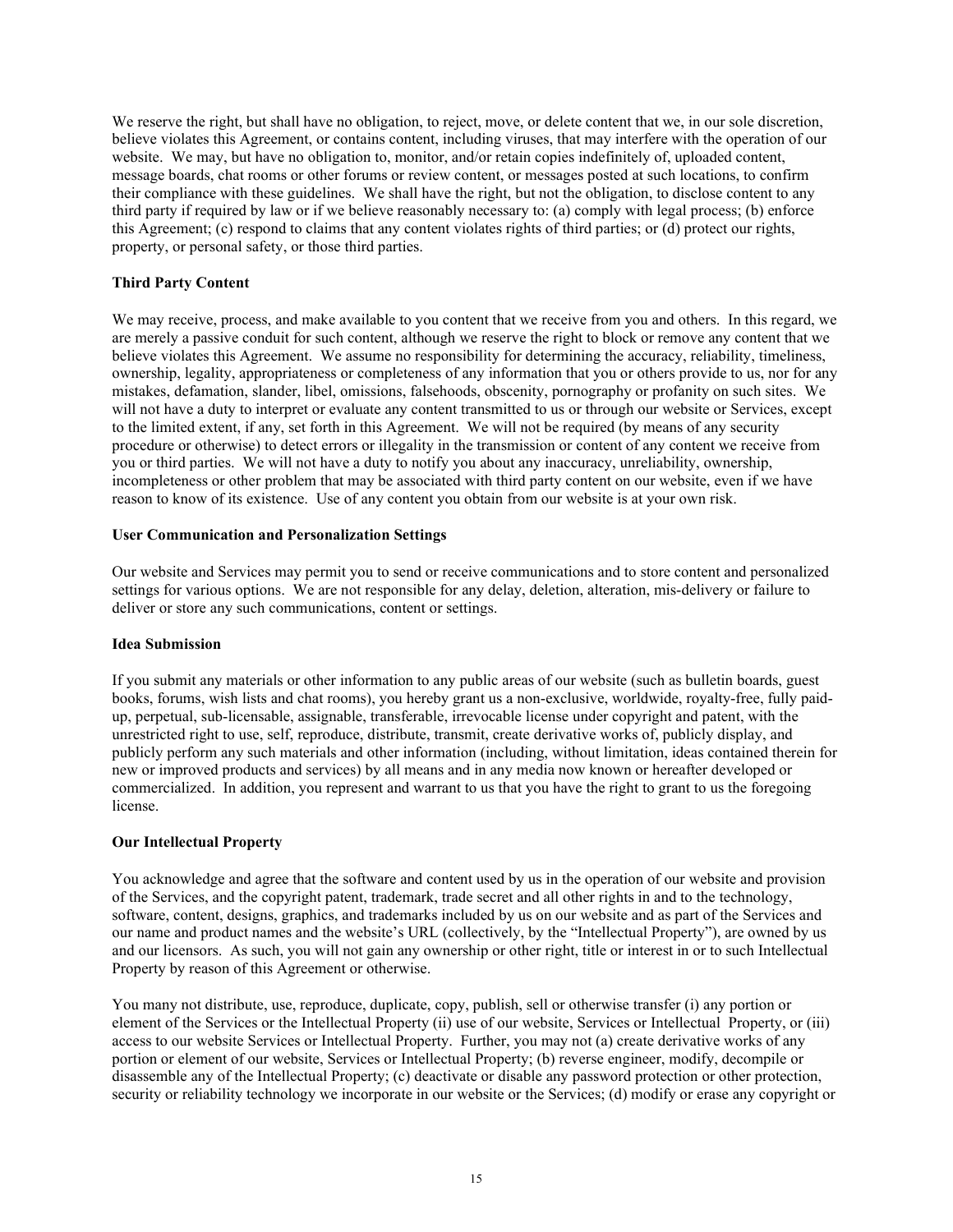We reserve the right, but shall have no obligation, to reject, move, or delete content that we, in our sole discretion, believe violates this Agreement, or contains content, including viruses, that may interfere with the operation of our website. We may, but have no obligation to, monitor, and/or retain copies indefinitely of, uploaded content, message boards, chat rooms or other forums or review content, or messages posted at such locations, to confirm their compliance with these guidelines. We shall have the right, but not the obligation, to disclose content to any third party if required by law or if we believe reasonably necessary to: (a) comply with legal process; (b) enforce this Agreement; (c) respond to claims that any content violates rights of third parties; or (d) protect our rights, property, or personal safety, or those third parties.

**Third Party Content**

We may receive, process, and make available to you content that we receive from you and others. In this regard, we are merely a passive conduit for such content, although we reserve the right to block or remove any content that we believe violates this Agreement. We assume no responsibility for determining the accuracy, reliability, timeliness, ownership, legality, appropriateness or completeness of any information that you or others provide to us, nor for any mistakes, defamation, slander, libel, omissions, falsehoods, obscenity, pornography or profanity on such sites. We will not have a duty to interpret or evaluate any content transmitted to us or through our website or Services, except to the limited extent, if any, set forth in this Agreement. We will not be required (by means of any security procedure or otherwise) to detect errors or illegality in the transmission or content of any content we receive from you or third parties. We will not have a duty to notify you about any inaccuracy, unreliability, ownership, incompleteness or other problem that may be associated with third party content on our website, even if we have reason to know of its existence. Use of any content you obtain from our website is at your own risk.

**User Communication and Personalization Settings**

Our website and Services may permit you to send or receive communications and to store content and personalized settings for various options. We are not responsible for any delay, deletion, alteration, mis-delivery or failure to deliver or store any such communications, content or settings.

**Idea Submission**

If you submit any materials or other information to any public areas of our website (such as bulletin boards, guest books, forums, wish lists and chat rooms), you hereby grant us a non-exclusive, worldwide, royalty-free, fully paid-up, perpetual, sub-licensable, assignable, transferable, irrevocable license under copyright and patent, with the unrestricted right to use, self, reproduce, distribute, transmit, create derivative works of, publicly display, and publicly perform any such materials and other information (including, without limitation, ideas contained therein for new or improved products and services) by all means and in any media now known or hereafter developed or commercialized. In addition, you represent and warrant to us that you have the right to grant to us the foregoing license.

**Our Intellectual Property**

You acknowledge and agree that the software and content used by us in the operation of our website and provision of the Services, and the copyright patent, trademark, trade secret and all other rights in and to the technology, software, content, designs, graphics, and trademarks included by us on our website and as part of the Services and our name and product names and the website's URL (collectively, by the "Intellectual Property"), are owned by us and our licensors. As such, you will not gain any ownership or other right, title or interest in or to such Intellectual Property by reason of this Agreement or otherwise.

You many not distribute, use, reproduce, duplicate, copy, publish, sell or otherwise transfer (i) any portion or element of the Services or the Intellectual Property (ii) use of our website, Services or Intellectual Property, or (iii) access to our website Services or Intellectual Property. Further, you may not (a) create derivative works of any portion or element of our website, Services or Intellectual Property; (b) reverse engineer, modify, decompile or disassemble any of the Intellectual Property; (c) deactivate or disable any password protection or other protection, security or reliability technology we incorporate in our website or the Services; (d) modify or erase any copyright or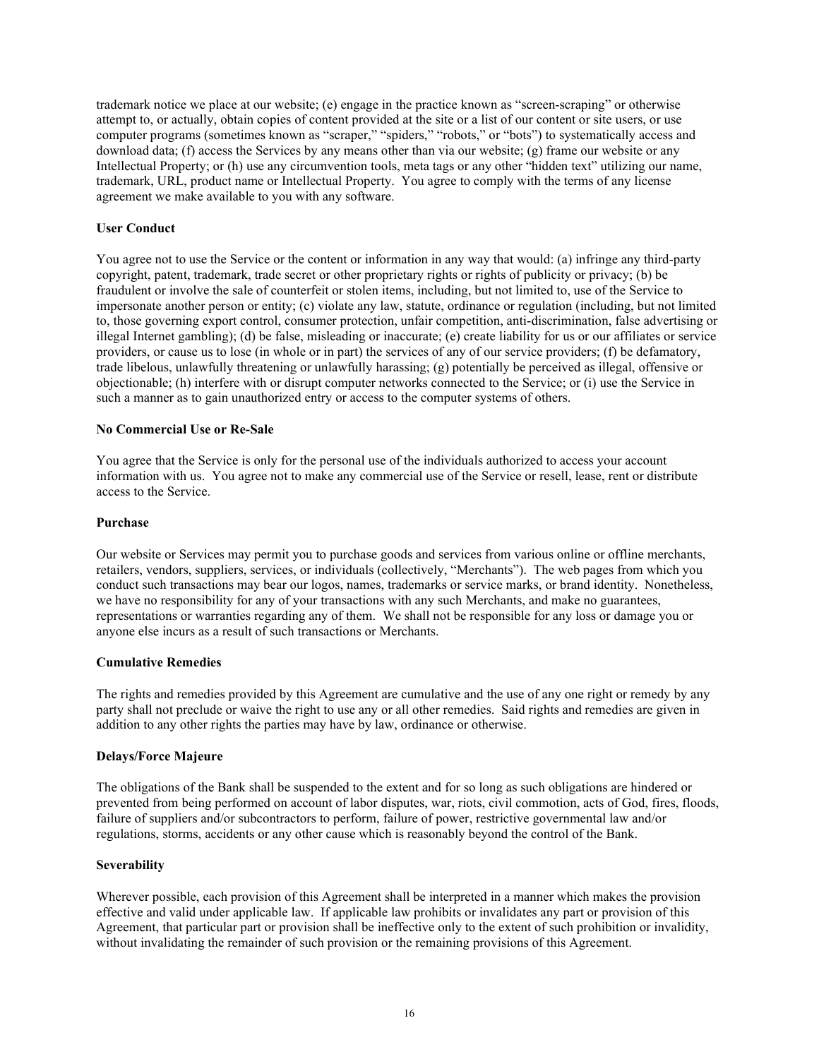trademark notice we place at our website; (e) engage in the practice known as "screen-scraping" or otherwise attempt to, or actually, obtain copies of content provided at the site or a list of our content or site users, or use computer programs (sometimes known as "scraper," "spiders," "robots," or "bots") to systematically access and download data; (f) access the Services by any means other than via our website; (g) frame our website or any Intellectual Property; or (h) use any circumvention tools, meta tags or any other "hidden text" utilizing our name, trademark, URL, product name or Intellectual Property. You agree to comply with the terms of any license agreement we make available to you with any software.

**User Conduct**

You agree not to use the Service or the content or information in any way that would: (a) infringe any third-party copyright, patent, trademark, trade secret or other proprietary rights or rights of publicity or privacy; (b) be fraudulent or involve the sale of counterfeit or stolen items, including, but not limited to, use of the Service to impersonate another person or entity; (c) violate any law, statute, ordinance or regulation (including, but not limited to, those governing export control, consumer protection, unfair competition, anti-discrimination, false advertising or illegal Internet gambling); (d) be false, misleading or inaccurate; (e) create liability for us or our affiliates or service providers, or cause us to lose (in whole or in part) the services of any of our service providers; (f) be defamatory, trade libelous, unlawfully threatening or unlawfully harassing; (g) potentially be perceived as illegal, offensive or objectionable; (h) interfere with or disrupt computer networks connected to the Service; or (i) use the Service in such a manner as to gain unauthorized entry or access to the computer systems of others.

**No Commercial Use or Re-Sale**

You agree that the Service is only for the personal use of the individuals authorized to access your account information with us. You agree not to make any commercial use of the Service or resell, lease, rent or distribute access to the Service.

**Purchase**

Our website or Services may permit you to purchase goods and services from various online or offline merchants, retailers, vendors, suppliers, services, or individuals (collectively, "Merchants"). The web pages from which you conduct such transactions may bear our logos, names, trademarks or service marks, or brand identity. Nonetheless, we have no responsibility for any of your transactions with any such Merchants, and make no guarantees, representations or warranties regarding any of them. We shall not be responsible for any loss or damage you or anyone else incurs as a result of such transactions or Merchants.

**Cumulative Remedies**

The rights and remedies provided by this Agreement are cumulative and the use of any one right or remedy by any party shall not preclude or waive the right to use any or all other remedies. Said rights and remedies are given in addition to any other rights the parties may have by law, ordinance or otherwise.

**Delays/Force Majeure**

The obligations of the Bank shall be suspended to the extent and for so long as such obligations are hindered or prevented from being performed on account of labor disputes, war, riots, civil commotion, acts of God, fires, floods, failure of suppliers and/or subcontractors to perform, failure of power, restrictive governmental law and/or regulations, storms, accidents or any other cause which is reasonably beyond the control of the Bank.

**Severability**

Wherever possible, each provision of this Agreement shall be interpreted in a manner which makes the provision effective and valid under applicable law. If applicable law prohibits or invalidates any part or provision of this Agreement, that particular part or provision shall be ineffective only to the extent of such prohibition or invalidity, without invalidating the remainder of such provision or the remaining provisions of this Agreement.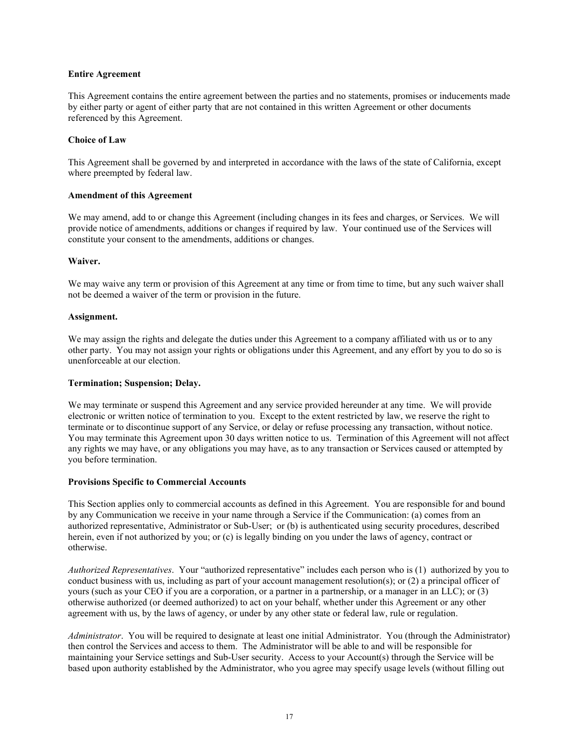**Entire Agreement**

This Agreement contains the entire agreement between the parties and no statements, promises or inducements made by either party or agent of either party that are not contained in this written Agreement or other documents referenced by this Agreement.

**Choice of Law**

This Agreement shall be governed by and interpreted in accordance with the laws of the state of California, except where preempted by federal law.

**Amendment of this Agreement**

We may amend, add to or change this Agreement (including changes in its fees and charges, or Services. We will provide notice of amendments, additions or changes if required by law. Your continued use of the Services will constitute your consent to the amendments, additions or changes.

**Waiver.**

We may waive any term or provision of this Agreement at any time or from time to time, but any such waiver shall not be deemed a waiver of the term or provision in the future.

**Assignment.**

We may assign the rights and delegate the duties under this Agreement to a company affiliated with us or to any other party. You may not assign your rights or obligations under this Agreement, and any effort by you to do so is unenforceable at our election.

**Termination; Suspension; Delay.**

We may terminate or suspend this Agreement and any service provided hereunder at any time. We will provide electronic or written notice of termination to you. Except to the extent restricted by law, we reserve the right to terminate or to discontinue support of any Service, or delay or refuse processing any transaction, without notice. You may terminate this Agreement upon 30 days written notice to us. Termination of this Agreement will not affect any rights we may have, or any obligations you may have, as to any transaction or Services caused or attempted by you before termination.

**Provisions Specific to Commercial Accounts**

This Section applies only to commercial accounts as defined in this Agreement. You are responsible for and bound by any Communication we receive in your name through a Service if the Communication: (a) comes from an authorized representative, Administrator or Sub-User; or (b) is authenticated using security procedures, described herein, even if not authorized by you; or (c) is legally binding on you under the laws of agency, contract or otherwise.

*Authorized Representatives*. Your "authorized representative" includes each person who is (1) authorized by you to conduct business with us, including as part of your account management resolution(s); or (2) a principal officer of yours (such as your CEO if you are a corporation, or a partner in a partnership, or a manager in an LLC); or (3) otherwise authorized (or deemed authorized) to act on your behalf, whether under this Agreement or any other agreement with us, by the laws of agency, or under by any other state or federal law, rule or regulation.

*Administrator*. You will be required to designate at least one initial Administrator. You (through the Administrator) then control the Services and access to them. The Administrator will be able to and will be responsible for maintaining your Service settings and Sub-User security. Access to your Account(s) through the Service will be based upon authority established by the Administrator, who you agree may specify usage levels (without filling out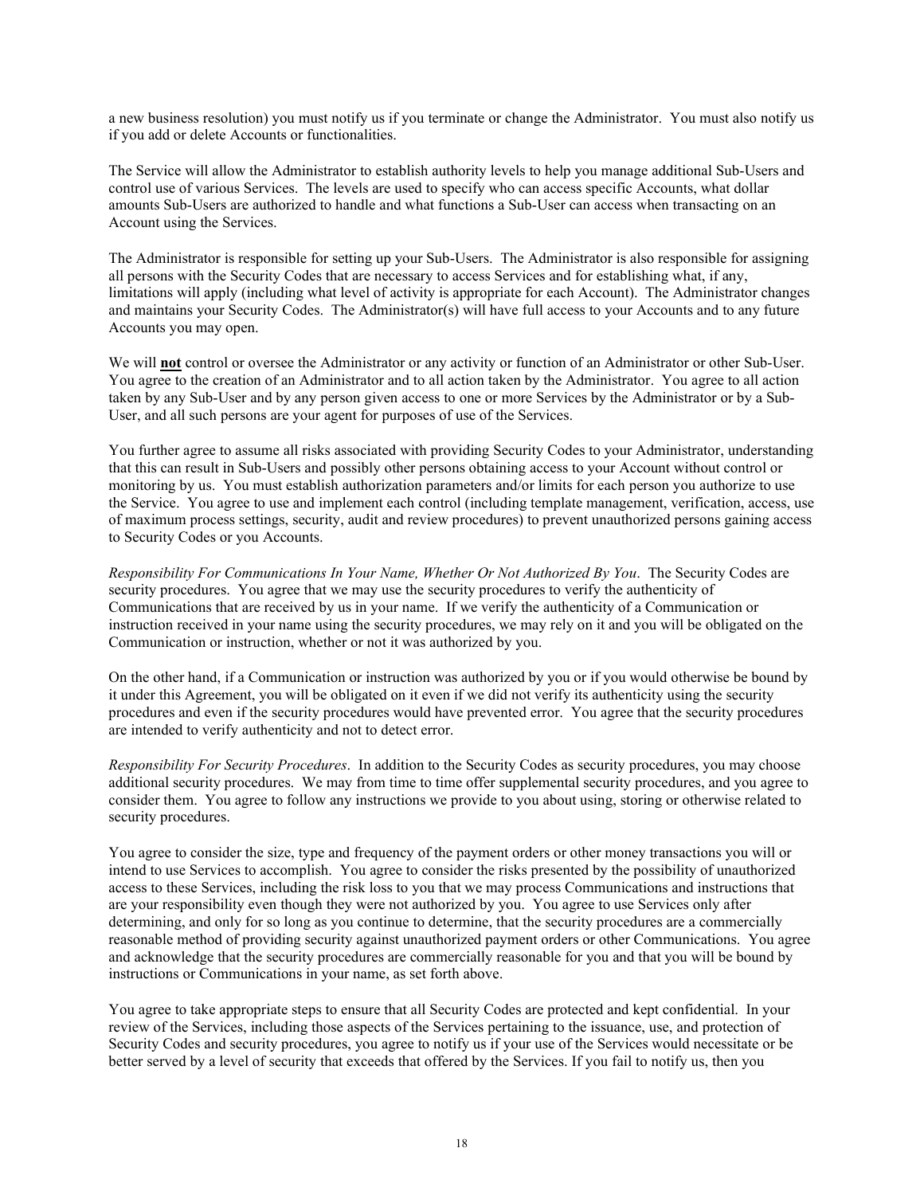a new business resolution) you must notify us if you terminate or change the Administrator. You must also notify us if you add or delete Accounts or functionalities.

The Service will allow the Administrator to establish authority levels to help you manage additional Sub-Users and control use of various Services. The levels are used to specify who can access specific Accounts, what dollar amounts Sub-Users are authorized to handle and what functions a Sub-User can access when transacting on an Account using the Services.

The Administrator is responsible for setting up your Sub-Users. The Administrator is also responsible for assigning all persons with the Security Codes that are necessary to access Services and for establishing what, if any, limitations will apply (including what level of activity is appropriate for each Account). The Administrator changes and maintains your Security Codes. The Administrator(s) will have full access to your Accounts and to any future Accounts you may open.

We will **not** control or oversee the Administrator or any activity or function of an Administrator or other Sub-User. You agree to the creation of an Administrator and to all action taken by the Administrator. You agree to all action taken by any Sub-User and by any person given access to one or more Services by the Administrator or by a Sub-User, and all such persons are your agent for purposes of use of the Services.

You further agree to assume all risks associated with providing Security Codes to your Administrator, understanding that this can result in Sub-Users and possibly other persons obtaining access to your Account without control or monitoring by us. You must establish authorization parameters and/or limits for each person you authorize to use the Service. You agree to use and implement each control (including template management, verification, access, use of maximum process settings, security, audit and review procedures) to prevent unauthorized persons gaining access to Security Codes or you Accounts.

*Responsibility For Communications In Your Name, Whether Or Not Authorized By You*. The Security Codes are security procedures. You agree that we may use the security procedures to verify the authenticity of Communications that are received by us in your name. If we verify the authenticity of a Communication or instruction received in your name using the security procedures, we may rely on it and you will be obligated on the Communication or instruction, whether or not it was authorized by you.

On the other hand, if a Communication or instruction was authorized by you or if you would otherwise be bound by it under this Agreement, you will be obligated on it even if we did not verify its authenticity using the security procedures and even if the security procedures would have prevented error. You agree that the security procedures are intended to verify authenticity and not to detect error.

*Responsibility For Security Procedures*. In addition to the Security Codes as security procedures, you may choose additional security procedures. We may from time to time offer supplemental security procedures, and you agree to consider them. You agree to follow any instructions we provide to you about using, storing or otherwise related to security procedures.

You agree to consider the size, type and frequency of the payment orders or other money transactions you will or intend to use Services to accomplish. You agree to consider the risks presented by the possibility of unauthorized access to these Services, including the risk loss to you that we may process Communications and instructions that are your responsibility even though they were not authorized by you. You agree to use Services only after determining, and only for so long as you continue to determine, that the security procedures are a commercially reasonable method of providing security against unauthorized payment orders or other Communications. You agree and acknowledge that the security procedures are commercially reasonable for you and that you will be bound by instructions or Communications in your name, as set forth above.

You agree to take appropriate steps to ensure that all Security Codes are protected and kept confidential. In your review of the Services, including those aspects of the Services pertaining to the issuance, use, and protection of Security Codes and security procedures, you agree to notify us if your use of the Services would necessitate or be better served by a level of security that exceeds that offered by the Services. If you fail to notify us, then you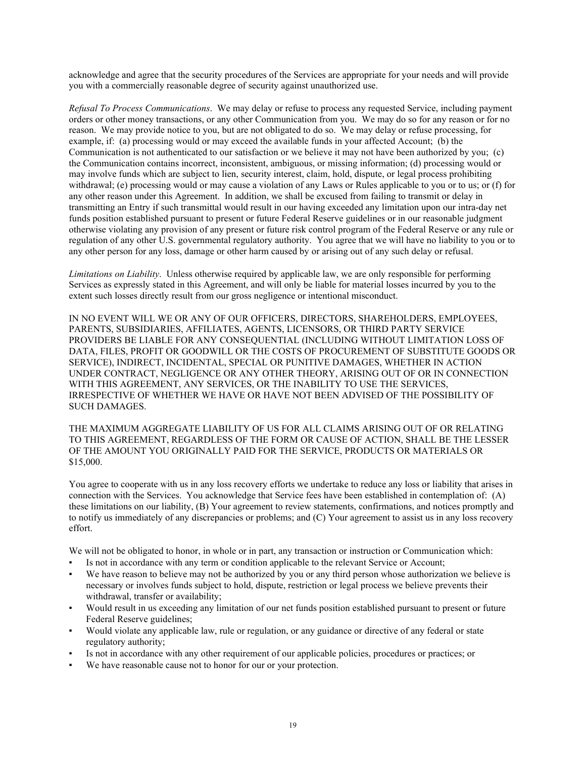acknowledge and agree that the security procedures of the Services are appropriate for your needs and will provide you with a commercially reasonable degree of security against unauthorized use.

*Refusal To Process Communications*. We may delay or refuse to process any requested Service, including payment orders or other money transactions, or any other Communication from you. We may do so for any reason or for no reason. We may provide notice to you, but are not obligated to do so. We may delay or refuse processing, for example, if: (a) processing would or may exceed the available funds in your affected Account; (b) the Communication is not authenticated to our satisfaction or we believe it may not have been authorized by you; (c) the Communication contains incorrect, inconsistent, ambiguous, or missing information; (d) processing would or may involve funds which are subject to lien, security interest, claim, hold, dispute, or legal process prohibiting withdrawal; (e) processing would or may cause a violation of any Laws or Rules applicable to you or to us; or (f) for any other reason under this Agreement. In addition, we shall be excused from failing to transmit or delay in transmitting an Entry if such transmittal would result in our having exceeded any limitation upon our intra-day net funds position established pursuant to present or future Federal Reserve guidelines or in our reasonable judgment otherwise violating any provision of any present or future risk control program of the Federal Reserve or any rule or regulation of any other U.S. governmental regulatory authority. You agree that we will have no liability to you or to any other person for any loss, damage or other harm caused by or arising out of any such delay or refusal.

*Limitations on Liability*. Unless otherwise required by applicable law, we are only responsible for performing Services as expressly stated in this Agreement, and will only be liable for material losses incurred by you to the extent such losses directly result from our gross negligence or intentional misconduct.

IN NO EVENT WILL WE OR ANY OF OUR OFFICERS, DIRECTORS, SHAREHOLDERS, EMPLOYEES, PARENTS, SUBSIDIARIES, AFFILIATES, AGENTS, LICENSORS, OR THIRD PARTY SERVICE PROVIDERS BE LIABLE FOR ANY CONSEQUENTIAL (INCLUDING WITHOUT LIMITATION LOSS OF DATA, FILES, PROFIT OR GOODWILL OR THE COSTS OF PROCUREMENT OF SUBSTITUTE GOODS OR SERVICE), INDIRECT, INCIDENTAL, SPECIAL OR PUNITIVE DAMAGES, WHETHER IN ACTION UNDER CONTRACT, NEGLIGENCE OR ANY OTHER THEORY, ARISING OUT OF OR IN CONNECTION WITH THIS AGREEMENT, ANY SERVICES, OR THE INABILITY TO USE THE SERVICES, IRRESPECTIVE OF WHETHER WE HAVE OR HAVE NOT BEEN ADVISED OF THE POSSIBILITY OF SUCH DAMAGES.

THE MAXIMUM AGGREGATE LIABILITY OF US FOR ALL CLAIMS ARISING OUT OF OR RELATING TO THIS AGREEMENT, REGARDLESS OF THE FORM OR CAUSE OF ACTION, SHALL BE THE LESSER OF THE AMOUNT YOU ORIGINALLY PAID FOR THE SERVICE, PRODUCTS OR MATERIALS OR $15,000.

You agree to cooperate with us in any loss recovery efforts we undertake to reduce any loss or liability that arises in connection with the Services. You acknowledge that Service fees have been established in contemplation of: (A) these limitations on our liability, (B) Your agreement to review statements, confirmations, and notices promptly and to notify us immediately of any discrepancies or problems; and (C) Your agreement to assist us in any loss recovery effort.

We will not be obligated to honor, in whole or in part, any transaction or instruction or Communication which:

- Is not in accordance with any term or condition applicable to the relevant Service or Account;
- We have reason to believe may not be authorized by you or any third person whose authorization we believe is necessary or involves funds subject to hold, dispute, restriction or legal process we believe prevents their withdrawal, transfer or availability;
- Would result in us exceeding any limitation of our net funds position established pursuant to present or future Federal Reserve guidelines;
- Would violate any applicable law, rule or regulation, or any guidance or directive of any federal or state regulatory authority;
- Is not in accordance with any other requirement of our applicable policies, procedures or practices; or
- We have reasonable cause not to honor for our or your protection.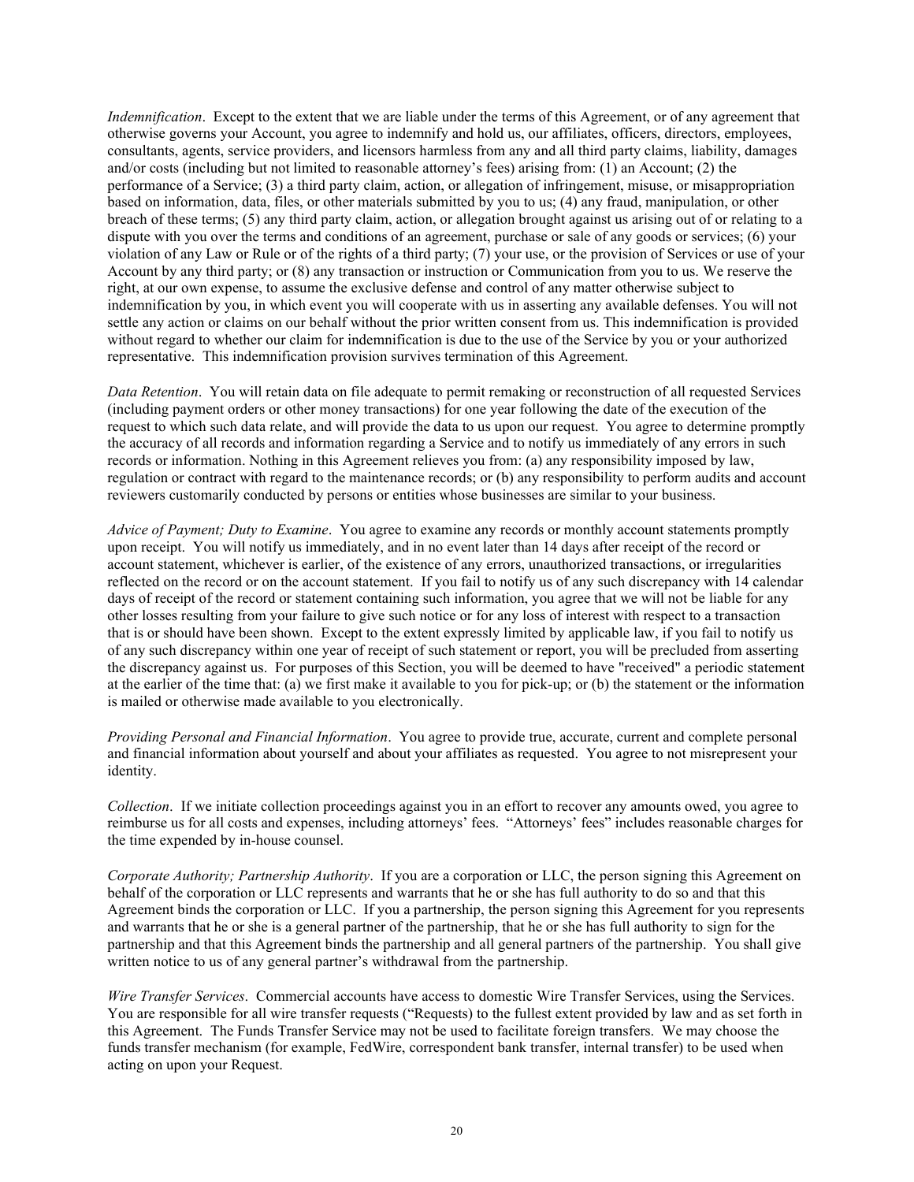*Indemnification*. Except to the extent that we are liable under the terms of this Agreement, or of any agreement that otherwise governs your Account, you agree to indemnify and hold us, our affiliates, officers, directors, employees, consultants, agents, service providers, and licensors harmless from any and all third party claims, liability, damages and/or costs (including but not limited to reasonable attorney's fees) arising from: (1) an Account; (2) the performance of a Service; (3) a third party claim, action, or allegation of infringement, misuse, or misappropriation based on information, data, files, or other materials submitted by you to us; (4) any fraud, manipulation, or other breach of these terms; (5) any third party claim, action, or allegation brought against us arising out of or relating to a dispute with you over the terms and conditions of an agreement, purchase or sale of any goods or services; (6) your violation of any Law or Rule or of the rights of a third party; (7) your use, or the provision of Services or use of your Account by any third party; or (8) any transaction or instruction or Communication from you to us. We reserve the right, at our own expense, to assume the exclusive defense and control of any matter otherwise subject to indemnification by you, in which event you will cooperate with us in asserting any available defenses. You will not settle any action or claims on our behalf without the prior written consent from us. This indemnification is provided without regard to whether our claim for indemnification is due to the use of the Service by you or your authorized representative. This indemnification provision survives termination of this Agreement.

*Data Retention*. You will retain data on file adequate to permit remaking or reconstruction of all requested Services (including payment orders or other money transactions) for one year following the date of the execution of the request to which such data relate, and will provide the data to us upon our request. You agree to determine promptly the accuracy of all records and information regarding a Service and to notify us immediately of any errors in such records or information. Nothing in this Agreement relieves you from: (a) any responsibility imposed by law, regulation or contract with regard to the maintenance records; or (b) any responsibility to perform audits and account reviewers customarily conducted by persons or entities whose businesses are similar to your business.

*Advice of Payment; Duty to Examine*. You agree to examine any records or monthly account statements promptly upon receipt. You will notify us immediately, and in no event later than 14 days after receipt of the record or account statement, whichever is earlier, of the existence of any errors, unauthorized transactions, or irregularities reflected on the record or on the account statement. If you fail to notify us of any such discrepancy with 14 calendar days of receipt of the record or statement containing such information, you agree that we will not be liable for any other losses resulting from your failure to give such notice or for any loss of interest with respect to a transaction that is or should have been shown. Except to the extent expressly limited by applicable law, if you fail to notify us of any such discrepancy within one year of receipt of such statement or report, you will be precluded from asserting the discrepancy against us. For purposes of this Section, you will be deemed to have "received" a periodic statement at the earlier of the time that: (a) we first make it available to you for pick-up; or (b) the statement or the information is mailed or otherwise made available to you electronically.

*Providing Personal and Financial Information*. You agree to provide true, accurate, current and complete personal and financial information about yourself and about your affiliates as requested. You agree to not misrepresent your identity.

*Collection*. If we initiate collection proceedings against you in an effort to recover any amounts owed, you agree to reimburse us for all costs and expenses, including attorneys' fees. "Attorneys' fees" includes reasonable charges for the time expended by in-house counsel.

*Corporate Authority; Partnership Authority*. If you are a corporation or LLC, the person signing this Agreement on behalf of the corporation or LLC represents and warrants that he or she has full authority to do so and that this Agreement binds the corporation or LLC. If you a partnership, the person signing this Agreement for you represents and warrants that he or she is a general partner of the partnership, that he or she has full authority to sign for the partnership and that this Agreement binds the partnership and all general partners of the partnership. You shall give written notice to us of any general partner's withdrawal from the partnership.

*Wire Transfer Services*. Commercial accounts have access to domestic Wire Transfer Services, using the Services. You are responsible for all wire transfer requests ("Requests) to the fullest extent provided by law and as set forth in this Agreement. The Funds Transfer Service may not be used to facilitate foreign transfers. We may choose the funds transfer mechanism (for example, FedWire, correspondent bank transfer, internal transfer) to be used when acting on upon your Request.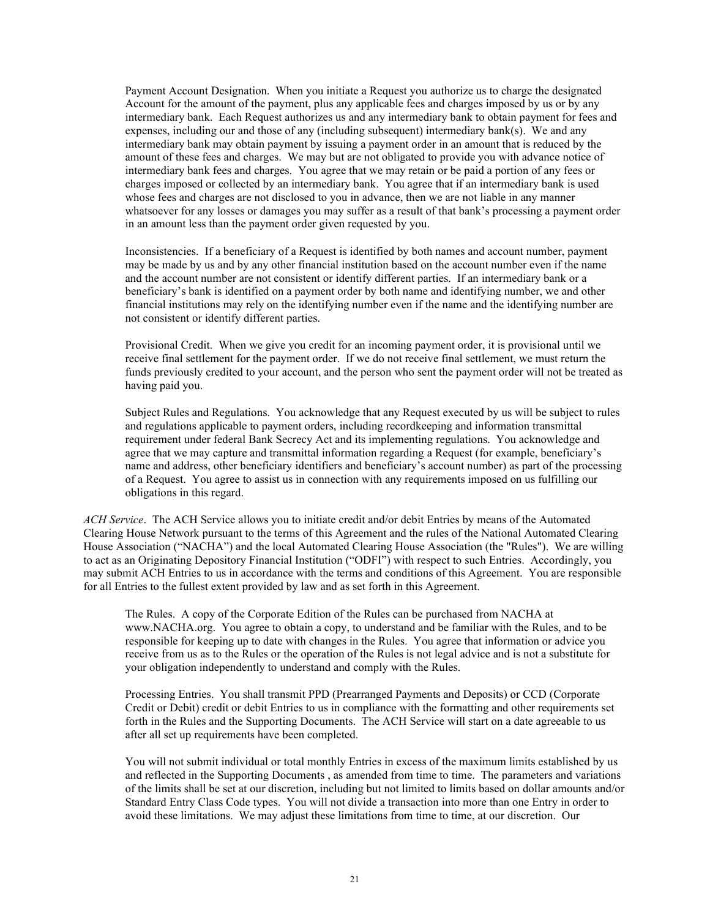Payment Account Designation. When you initiate a Request you authorize us to charge the designated Account for the amount of the payment, plus any applicable fees and charges imposed by us or by any intermediary bank. Each Request authorizes us and any intermediary bank to obtain payment for fees and expenses, including our and those of any (including subsequent) intermediary bank(s). We and any intermediary bank may obtain payment by issuing a payment order in an amount that is reduced by the amount of these fees and charges. We may but are not obligated to provide you with advance notice of intermediary bank fees and charges. You agree that we may retain or be paid a portion of any fees or charges imposed or collected by an intermediary bank. You agree that if an intermediary bank is used whose fees and charges are not disclosed to you in advance, then we are not liable in any manner whatsoever for any losses or damages you may suffer as a result of that bank's processing a payment order in an amount less than the payment order given requested by you.

Inconsistencies. If a beneficiary of a Request is identified by both names and account number, payment may be made by us and by any other financial institution based on the account number even if the name and the account number are not consistent or identify different parties. If an intermediary bank or a beneficiary's bank is identified on a payment order by both name and identifying number, we and other financial institutions may rely on the identifying number even if the name and the identifying number are not consistent or identify different parties.

Provisional Credit. When we give you credit for an incoming payment order, it is provisional until we receive final settlement for the payment order. If we do not receive final settlement, we must return the funds previously credited to your account, and the person who sent the payment order will not be treated as having paid you.

Subject Rules and Regulations. You acknowledge that any Request executed by us will be subject to rules and regulations applicable to payment orders, including recordkeeping and information transmittal requirement under federal Bank Secrecy Act and its implementing regulations. You acknowledge and agree that we may capture and transmittal information regarding a Request (for example, beneficiary's name and address, other beneficiary identifiers and beneficiary's account number) as part of the processing of a Request. You agree to assist us in connection with any requirements imposed on us fulfilling our obligations in this regard.

*ACH Service*. The ACH Service allows you to initiate credit and/or debit Entries by means of the Automated Clearing House Network pursuant to the terms of this Agreement and the rules of the National Automated Clearing House Association ("NACHA") and the local Automated Clearing House Association (the "Rules"). We are willing to act as an Originating Depository Financial Institution ("ODFI") with respect to such Entries. Accordingly, you may submit ACH Entries to us in accordance with the terms and conditions of this Agreement. You are responsible for all Entries to the fullest extent provided by law and as set forth in this Agreement.

The Rules. A copy of the Corporate Edition of the Rules can be purchased from NACHA at www.NACHA.org. You agree to obtain a copy, to understand and be familiar with the Rules, and to be responsible for keeping up to date with changes in the Rules. You agree that information or advice you receive from us as to the Rules or the operation of the Rules is not legal advice and is not a substitute for your obligation independently to understand and comply with the Rules.

Processing Entries. You shall transmit PPD (Prearranged Payments and Deposits) or CCD (Corporate Credit or Debit) credit or debit Entries to us in compliance with the formatting and other requirements set forth in the Rules and the Supporting Documents. The ACH Service will start on a date agreeable to us after all set up requirements have been completed.

You will not submit individual or total monthly Entries in excess of the maximum limits established by us and reflected in the Supporting Documents , as amended from time to time. The parameters and variations of the limits shall be set at our discretion, including but not limited to limits based on dollar amounts and/or Standard Entry Class Code types. You will not divide a transaction into more than one Entry in order to avoid these limitations. We may adjust these limitations from time to time, at our discretion. Our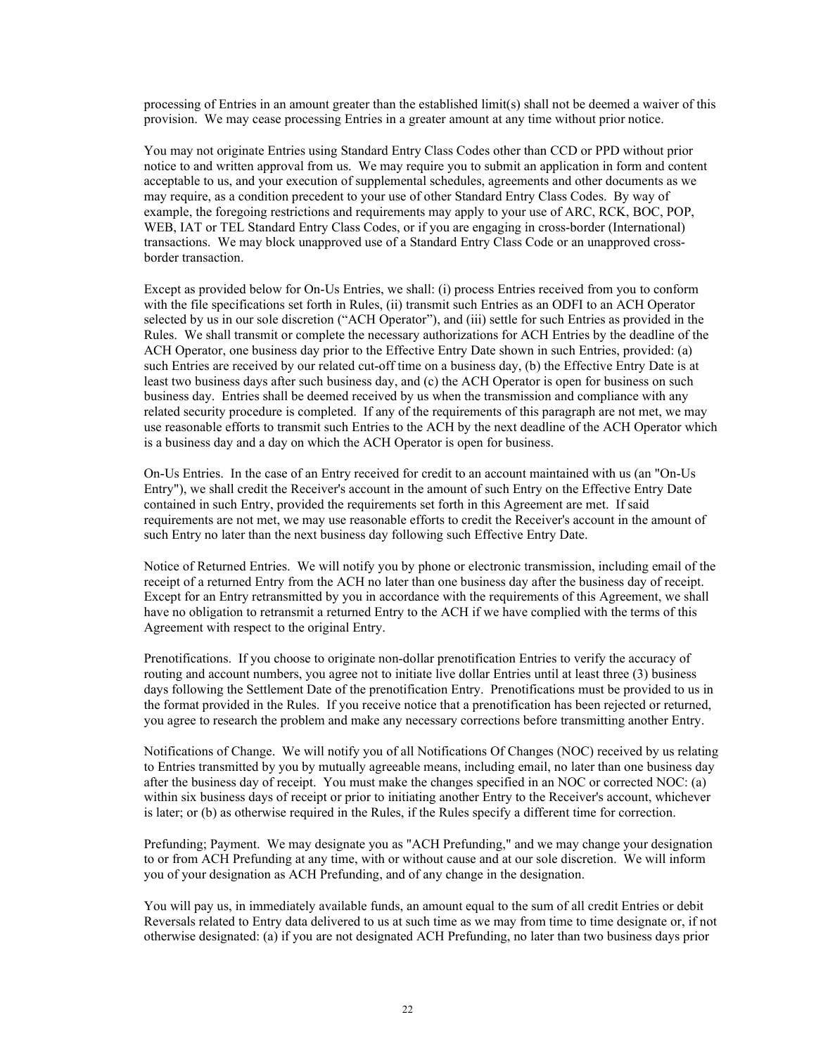processing of Entries in an amount greater than the established limit(s) shall not be deemed a waiver of this provision. We may cease processing Entries in a greater amount at any time without prior notice.

You may not originate Entries using Standard Entry Class Codes other than CCD or PPD without prior notice to and written approval from us. We may require you to submit an application in form and content acceptable to us, and your execution of supplemental schedules, agreements and other documents as we may require, as a condition precedent to your use of other Standard Entry Class Codes. By way of example, the foregoing restrictions and requirements may apply to your use of ARC, RCK, BOC, POP, WEB, IAT or TEL Standard Entry Class Codes, or if you are engaging in cross-border (International) transactions. We may block unapproved use of a Standard Entry Class Code or an unapproved cross-border transaction.

Except as provided below for On-Us Entries, we shall: (i) process Entries received from you to conform with the file specifications set forth in Rules, (ii) transmit such Entries as an ODFI to an ACH Operator selected by us in our sole discretion ("ACH Operator"), and (iii) settle for such Entries as provided in the Rules. We shall transmit or complete the necessary authorizations for ACH Entries by the deadline of the ACH Operator, one business day prior to the Effective Entry Date shown in such Entries, provided: (a) such Entries are received by our related cut-off time on a business day, (b) the Effective Entry Date is at least two business days after such business day, and (c) the ACH Operator is open for business on such business day. Entries shall be deemed received by us when the transmission and compliance with any related security procedure is completed. If any of the requirements of this paragraph are not met, we may use reasonable efforts to transmit such Entries to the ACH by the next deadline of the ACH Operator which is a business day and a day on which the ACH Operator is open for business.

On-Us Entries. In the case of an Entry received for credit to an account maintained with us (an "On-Us Entry"), we shall credit the Receiver's account in the amount of such Entry on the Effective Entry Date contained in such Entry, provided the requirements set forth in this Agreement are met. If said requirements are not met, we may use reasonable efforts to credit the Receiver's account in the amount of such Entry no later than the next business day following such Effective Entry Date.

Notice of Returned Entries. We will notify you by phone or electronic transmission, including email of the receipt of a returned Entry from the ACH no later than one business day after the business day of receipt. Except for an Entry retransmitted by you in accordance with the requirements of this Agreement, we shall have no obligation to retransmit a returned Entry to the ACH if we have complied with the terms of this Agreement with respect to the original Entry.

Prenotifications. If you choose to originate non-dollar prenotification Entries to verify the accuracy of routing and account numbers, you agree not to initiate live dollar Entries until at least three (3) business days following the Settlement Date of the prenotification Entry. Prenotifications must be provided to us in the format provided in the Rules. If you receive notice that a prenotification has been rejected or returned, you agree to research the problem and make any necessary corrections before transmitting another Entry.

Notifications of Change. We will notify you of all Notifications Of Changes (NOC) received by us relating to Entries transmitted by you by mutually agreeable means, including email, no later than one business day after the business day of receipt. You must make the changes specified in an NOC or corrected NOC: (a) within six business days of receipt or prior to initiating another Entry to the Receiver's account, whichever is later; or (b) as otherwise required in the Rules, if the Rules specify a different time for correction.

Prefunding; Payment. We may designate you as "ACH Prefunding," and we may change your designation to or from ACH Prefunding at any time, with or without cause and at our sole discretion. We will inform you of your designation as ACH Prefunding, and of any change in the designation.

You will pay us, in immediately available funds, an amount equal to the sum of all credit Entries or debit Reversals related to Entry data delivered to us at such time as we may from time to time designate or, if not otherwise designated: (a) if you are not designated ACH Prefunding, no later than two business days prior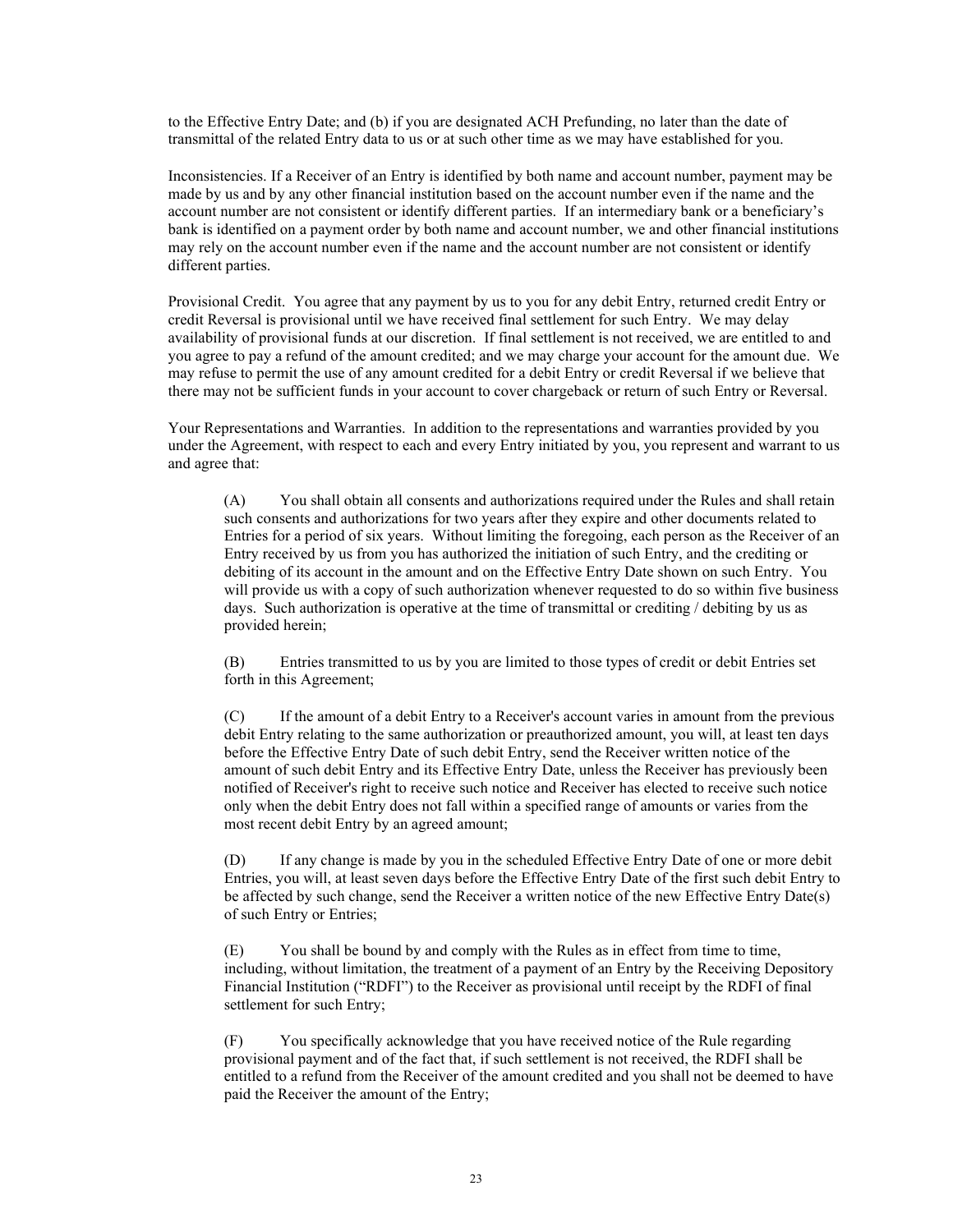to the Effective Entry Date; and (b) if you are designated ACH Prefunding, no later than the date of transmittal of the related Entry data to us or at such other time as we may have established for you.

Inconsistencies. If a Receiver of an Entry is identified by both name and account number, payment may be made by us and by any other financial institution based on the account number even if the name and the account number are not consistent or identify different parties. If an intermediary bank or a beneficiary's bank is identified on a payment order by both name and account number, we and other financial institutions may rely on the account number even if the name and the account number are not consistent or identify different parties.

Provisional Credit. You agree that any payment by us to you for any debit Entry, returned credit Entry or credit Reversal is provisional until we have received final settlement for such Entry. We may delay availability of provisional funds at our discretion. If final settlement is not received, we are entitled to and you agree to pay a refund of the amount credited; and we may charge your account for the amount due. We may refuse to permit the use of any amount credited for a debit Entry or credit Reversal if we believe that there may not be sufficient funds in your account to cover chargeback or return of such Entry or Reversal.

Your Representations and Warranties. In addition to the representations and warranties provided by you under the Agreement, with respect to each and every Entry initiated by you, you represent and warrant to us and agree that:

(A) You shall obtain all consents and authorizations required under the Rules and shall retain such consents and authorizations for two years after they expire and other documents related to Entries for a period of six years. Without limiting the foregoing, each person as the Receiver of an Entry received by us from you has authorized the initiation of such Entry, and the crediting or debiting of its account in the amount and on the Effective Entry Date shown on such Entry. You will provide us with a copy of such authorization whenever requested to do so within five business days. Such authorization is operative at the time of transmittal or crediting / debiting by us as provided herein;

(B) Entries transmitted to us by you are limited to those types of credit or debit Entries set forth in this Agreement;

(C) If the amount of a debit Entry to a Receiver's account varies in amount from the previous debit Entry relating to the same authorization or preauthorized amount, you will, at least ten days before the Effective Entry Date of such debit Entry, send the Receiver written notice of the amount of such debit Entry and its Effective Entry Date, unless the Receiver has previously been notified of Receiver's right to receive such notice and Receiver has elected to receive such notice only when the debit Entry does not fall within a specified range of amounts or varies from the most recent debit Entry by an agreed amount;

(D) If any change is made by you in the scheduled Effective Entry Date of one or more debit Entries, you will, at least seven days before the Effective Entry Date of the first such debit Entry to be affected by such change, send the Receiver a written notice of the new Effective Entry Date(s) of such Entry or Entries;

(E) You shall be bound by and comply with the Rules as in effect from time to time, including, without limitation, the treatment of a payment of an Entry by the Receiving Depository Financial Institution ("RDFI") to the Receiver as provisional until receipt by the RDFI of final settlement for such Entry;

(F) You specifically acknowledge that you have received notice of the Rule regarding provisional payment and of the fact that, if such settlement is not received, the RDFI shall be entitled to a refund from the Receiver of the amount credited and you shall not be deemed to have paid the Receiver the amount of the Entry;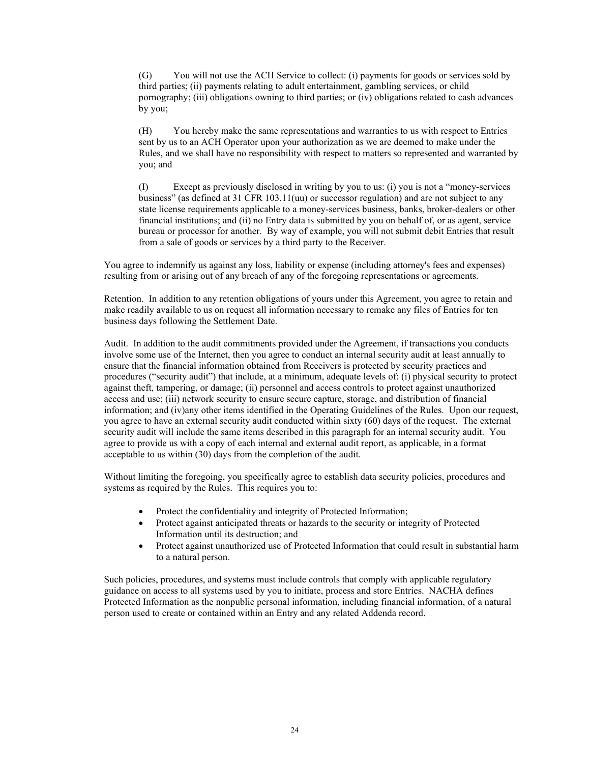(G) You will not use the ACH Service to collect: (i) payments for goods or services sold by third parties; (ii) payments relating to adult entertainment, gambling services, or child pornography; (iii) obligations owning to third parties; or (iv) obligations related to cash advances by you;

(H) You hereby make the same representations and warranties to us with respect to Entries sent by us to an ACH Operator upon your authorization as we are deemed to make under the Rules, and we shall have no responsibility with respect to matters so represented and warranted by you; and

(I) Except as previously disclosed in writing by you to us: (i) you is not a "money-services business" (as defined at 31 CFR 103.11(uu) or successor regulation) and are not subject to any state license requirements applicable to a money-services business, banks, broker-dealers or other financial institutions; and (ii) no Entry data is submitted by you on behalf of, or as agent, service bureau or processor for another. By way of example, you will not submit debit Entries that result from a sale of goods or services by a third party to the Receiver.

You agree to indemnify us against any loss, liability or expense (including attorney's fees and expenses) resulting from or arising out of any breach of any of the foregoing representations or agreements.

Retention. In addition to any retention obligations of yours under this Agreement, you agree to retain and make readily available to us on request all information necessary to remake any files of Entries for ten business days following the Settlement Date.

Audit. In addition to the audit commitments provided under the Agreement, if transactions you conducts involve some use of the Internet, then you agree to conduct an internal security audit at least annually to ensure that the financial information obtained from Receivers is protected by security practices and procedures ("security audit") that include, at a minimum, adequate levels of: (i) physical security to protect against theft, tampering, or damage; (ii) personnel and access controls to protect against unauthorized access and use; (iii) network security to ensure secure capture, storage, and distribution of financial information; and (iv)any other items identified in the Operating Guidelines of the Rules. Upon our request, you agree to have an external security audit conducted within sixty (60) days of the request. The external security audit will include the same items described in this paragraph for an internal security audit. You agree to provide us with a copy of each internal and external audit report, as applicable, in a format acceptable to us within (30) days from the completion of the audit.

Without limiting the foregoing, you specifically agree to establish data security policies, procedures and systems as required by the Rules. This requires you to:

- Protect the confidentiality and integrity of Protected Information;
- Protect against anticipated threats or hazards to the security or integrity of Protected Information until its destruction; and
- Protect against unauthorized use of Protected Information that could result in substantial harm to a natural person.

Such policies, procedures, and systems must include controls that comply with applicable regulatory guidance on access to all systems used by you to initiate, process and store Entries. NACHA defines Protected Information as the nonpublic personal information, including financial information, of a natural person used to create or contained within an Entry and any related Addenda record.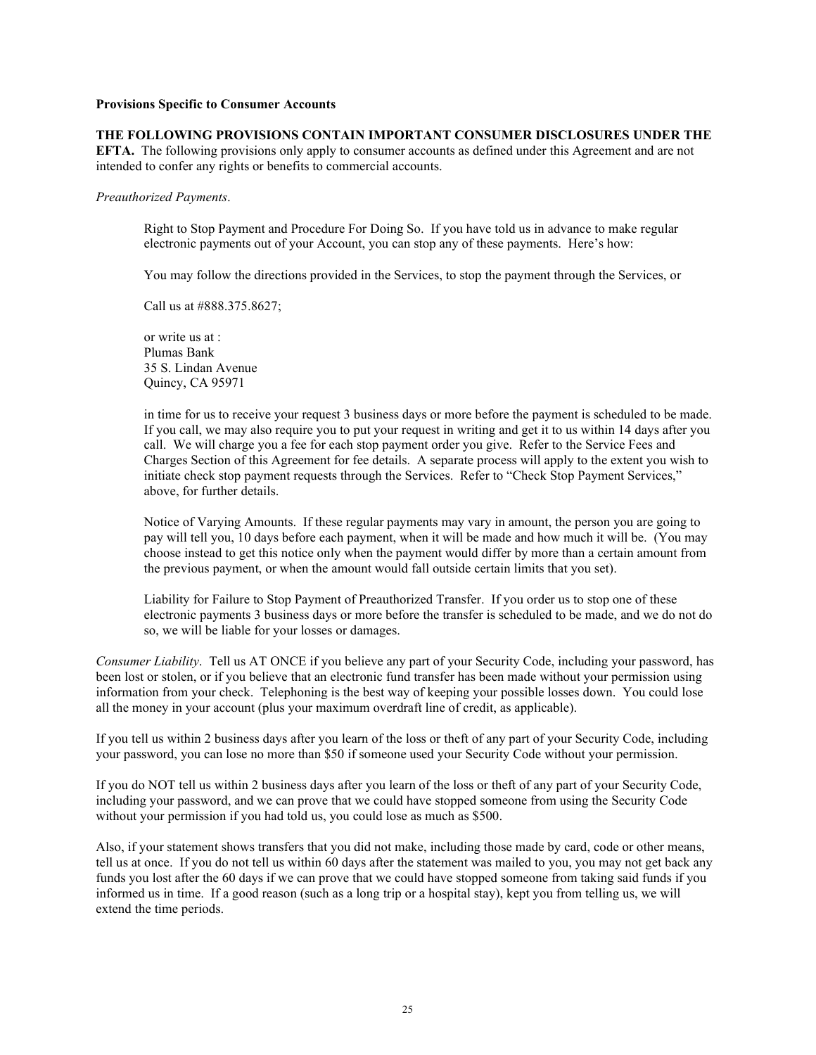**Provisions Specific to Consumer Accounts**

**THE FOLLOWING PROVISIONS CONTAIN IMPORTANT CONSUMER DISCLOSURES UNDER THE EFTA.** The following provisions only apply to consumer accounts as defined under this Agreement and are not intended to confer any rights or benefits to commercial accounts.

*Preauthorized Payments*.

Right to Stop Payment and Procedure For Doing So. If you have told us in advance to make regular electronic payments out of your Account, you can stop any of these payments. Here's how:

You may follow the directions provided in the Services, to stop the payment through the Services, or

Call us at #888.375.8627;

or write us at :
Plumas Bank
35 S. Lindan Avenue
Quincy, CA 95971

in time for us to receive your request 3 business days or more before the payment is scheduled to be made. If you call, we may also require you to put your request in writing and get it to us within 14 days after you call. We will charge you a fee for each stop payment order you give. Refer to the Service Fees and Charges Section of this Agreement for fee details. A separate process will apply to the extent you wish to initiate check stop payment requests through the Services. Refer to "Check Stop Payment Services," above, for further details.

Notice of Varying Amounts. If these regular payments may vary in amount, the person you are going to pay will tell you, 10 days before each payment, when it will be made and how much it will be. (You may choose instead to get this notice only when the payment would differ by more than a certain amount from the previous payment, or when the amount would fall outside certain limits that you set).

Liability for Failure to Stop Payment of Preauthorized Transfer. If you order us to stop one of these electronic payments 3 business days or more before the transfer is scheduled to be made, and we do not do so, we will be liable for your losses or damages.

*Consumer Liability*. Tell us AT ONCE if you believe any part of your Security Code, including your password, has been lost or stolen, or if you believe that an electronic fund transfer has been made without your permission using information from your check. Telephoning is the best way of keeping your possible losses down. You could lose all the money in your account (plus your maximum overdraft line of credit, as applicable).

If you tell us within 2 business days after you learn of the loss or theft of any part of your Security Code, including your password, you can lose no more than $50 if someone used your Security Code without your permission.

If you do NOT tell us within 2 business days after you learn of the loss or theft of any part of your Security Code, including your password, and we can prove that we could have stopped someone from using the Security Code without your permission if you had told us, you could lose as much as $500.

Also, if your statement shows transfers that you did not make, including those made by card, code or other means, tell us at once. If you do not tell us within 60 days after the statement was mailed to you, you may not get back any funds you lost after the 60 days if we can prove that we could have stopped someone from taking said funds if you informed us in time. If a good reason (such as a long trip or a hospital stay), kept you from telling us, we will extend the time periods.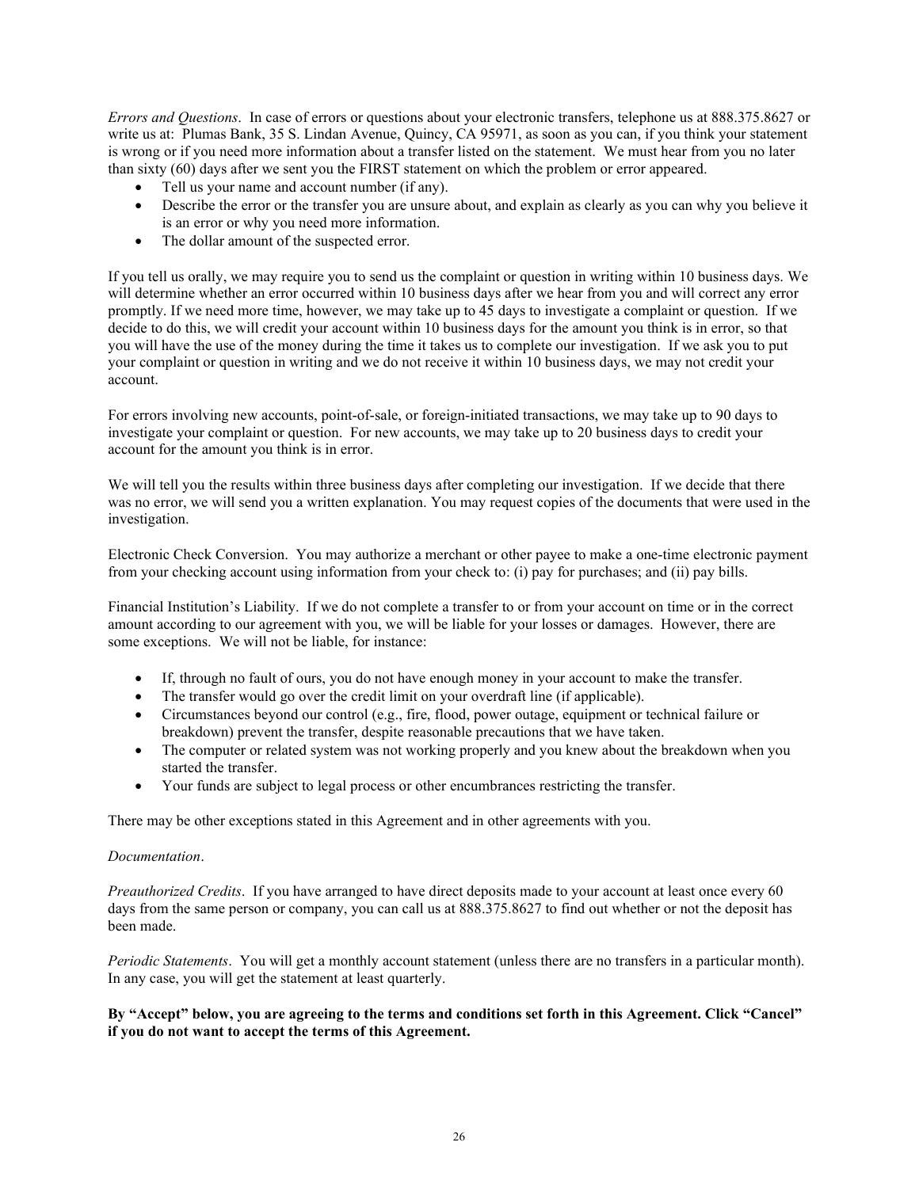*Errors and Questions*. In case of errors or questions about your electronic transfers, telephone us at 888.375.8627 or write us at: Plumas Bank, 35 S. Lindan Avenue, Quincy, CA 95971, as soon as you can, if you think your statement is wrong or if you need more information about a transfer listed on the statement. We must hear from you no later than sixty (60) days after we sent you the FIRST statement on which the problem or error appeared.

- Tell us your name and account number (if any).
- Describe the error or the transfer you are unsure about, and explain as clearly as you can why you believe it is an error or why you need more information.
- The dollar amount of the suspected error.

If you tell us orally, we may require you to send us the complaint or question in writing within 10 business days. We will determine whether an error occurred within 10 business days after we hear from you and will correct any error promptly. If we need more time, however, we may take up to 45 days to investigate a complaint or question. If we decide to do this, we will credit your account within 10 business days for the amount you think is in error, so that you will have the use of the money during the time it takes us to complete our investigation. If we ask you to put your complaint or question in writing and we do not receive it within 10 business days, we may not credit your account.

For errors involving new accounts, point-of-sale, or foreign-initiated transactions, we may take up to 90 days to investigate your complaint or question. For new accounts, we may take up to 20 business days to credit your account for the amount you think is in error.

We will tell you the results within three business days after completing our investigation. If we decide that there was no error, we will send you a written explanation. You may request copies of the documents that were used in the investigation.

Electronic Check Conversion. You may authorize a merchant or other payee to make a one-time electronic payment from your checking account using information from your check to: (i) pay for purchases; and (ii) pay bills.

Financial Institution's Liability. If we do not complete a transfer to or from your account on time or in the correct amount according to our agreement with you, we will be liable for your losses or damages. However, there are some exceptions. We will not be liable, for instance:

- If, through no fault of ours, you do not have enough money in your account to make the transfer.
- The transfer would go over the credit limit on your overdraft line (if applicable).
- Circumstances beyond our control (e.g., fire, flood, power outage, equipment or technical failure or breakdown) prevent the transfer, despite reasonable precautions that we have taken.
- The computer or related system was not working properly and you knew about the breakdown when you started the transfer.
- Your funds are subject to legal process or other encumbrances restricting the transfer.

There may be other exceptions stated in this Agreement and in other agreements with you.

*Documentation*.

*Preauthorized Credits*. If you have arranged to have direct deposits made to your account at least once every 60 days from the same person or company, you can call us at 888.375.8627 to find out whether or not the deposit has been made.

*Periodic Statements*. You will get a monthly account statement (unless there are no transfers in a particular month). In any case, you will get the statement at least quarterly.

**By "Accept" below, you are agreeing to the terms and conditions set forth in this Agreement. Click "Cancel" if you do not want to accept the terms of this Agreement.**